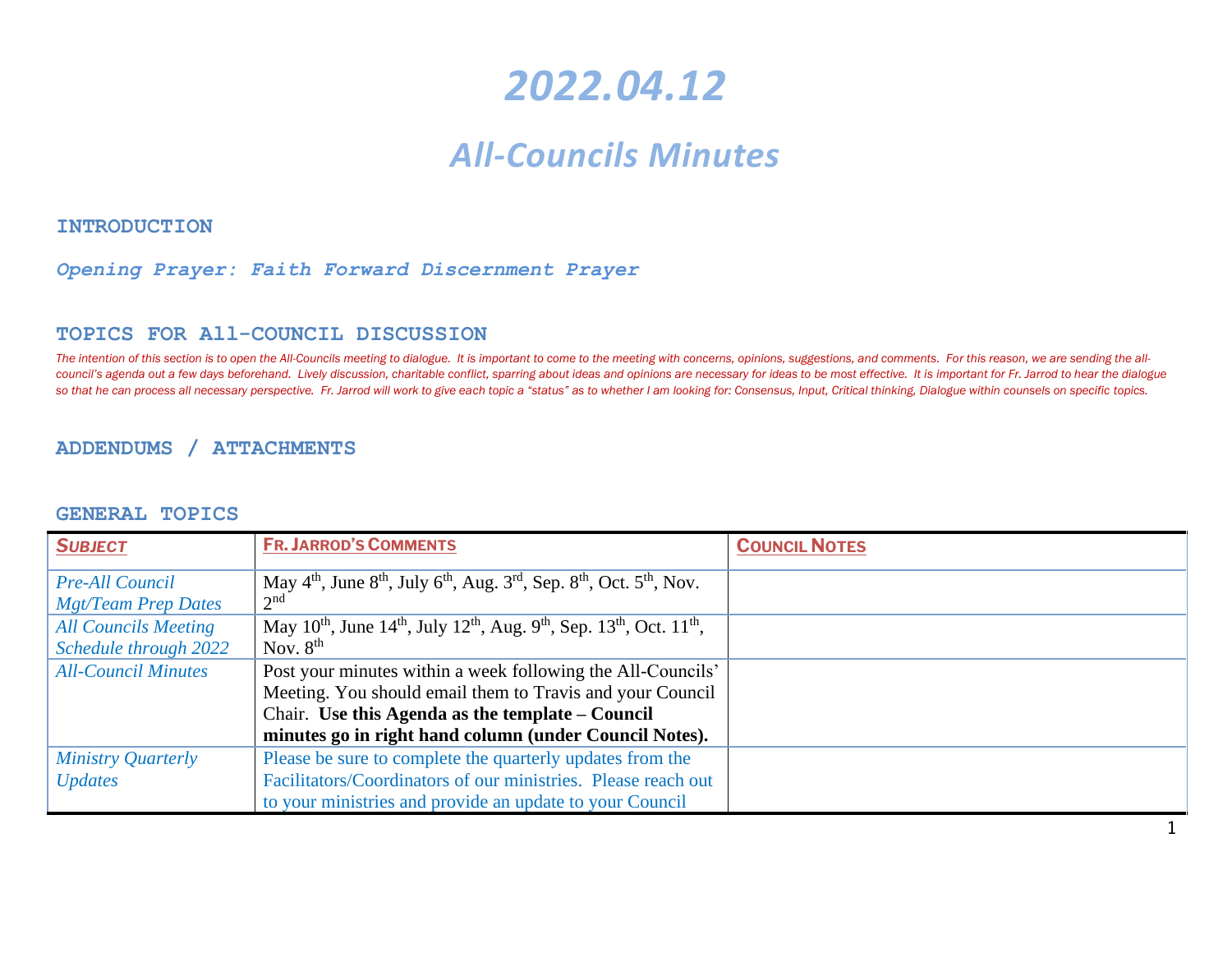# 2022.04.12

## All-Councils Minutes

### INTRODUCTION

*Opening Prayer: Faith Forward Discernment Prayer*

### TOPICS FOR All-COUNCIL DISCUSSION

*The intention of this section is to open the All-Councils meeting to dialogue. It is important to come to the meeting with concerns, opinions, suggestions, and comments. For this reason, we are sending the all-council's agenda out a few days beforehand. Lively discussion, charitable conflict, sparring about ideas and opinions are necessary for ideas to be most effective. It is important for Fr. Jarrod to hear the dialogue so that he can process all necessary perspective. Fr. Jarrod will work to give each topic a "status" as to whether I am looking for: Consensus, Input, Critical thinking, Dialogue within counsels on specific topics.*

### ADDENDUMS / ATTACHMENTS

### GENERAL TOPICS

| ***SUBJECT*** | **FR. JARROD'S COMMENTS** | **COUNCIL NOTES** |
| --- | --- | --- |
| *Pre-All Council Mgt/Team Prep Dates* | May 4th, June 8th, July 6th, Aug. 3rd, Sep. 8th, Oct. 5th, Nov. 2nd | |
| *All Councils Meeting Schedule through 2022* | May 10th, June 14th, July 12th, Aug. 9th, Sep. 13th, Oct. 11th, Nov. 8th | |
| *All-Council Minutes* | Post your minutes within a week following the All-Councils' Meeting. You should email them to Travis and your Council Chair. **Use this Agenda as the template – Council minutes go in right hand column (under Council Notes).** | |
| *Ministry Quarterly Updates* | Please be sure to complete the quarterly updates from the Facilitators/Coordinators of our ministries. Please reach out to your ministries and provide an update to your Council | |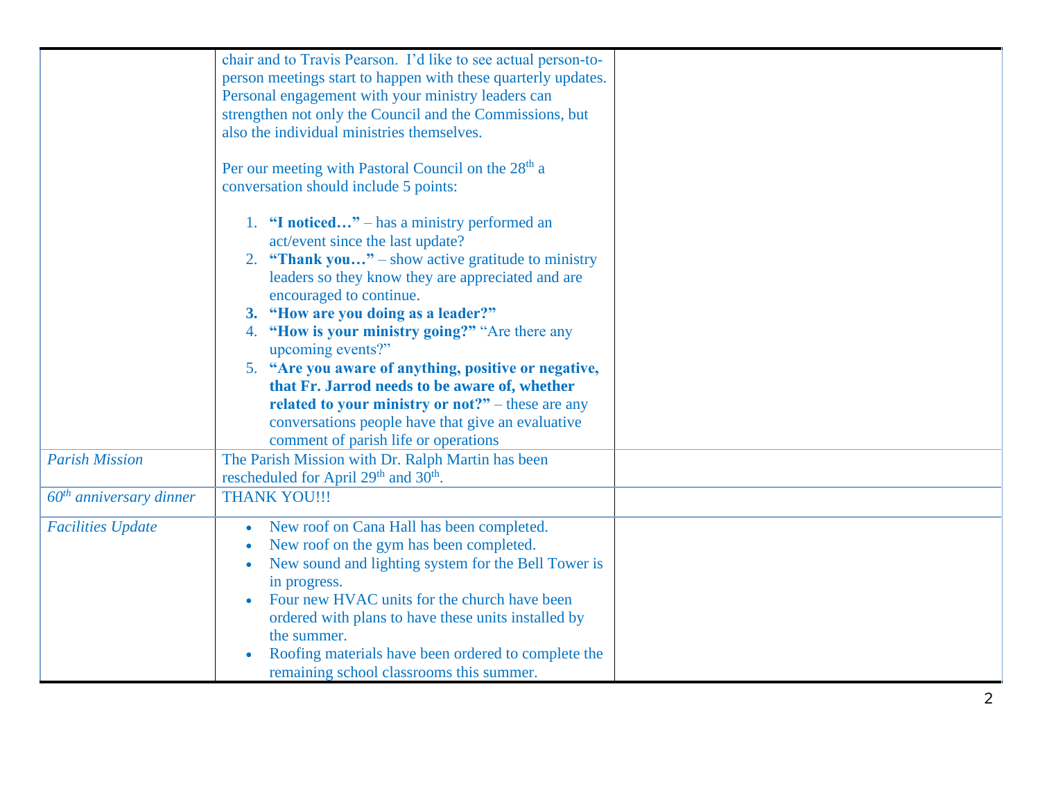| | | |
|---|---|---|
| | chair and to Travis Pearson. I'd like to see actual person-to-person meetings start to happen with these quarterly updates. Personal engagement with your ministry leaders can strengthen not only the Council and the Commissions, but also the individual ministries themselves.<br><br>Per our meeting with Pastoral Council on the 28th a conversation should include 5 points:<br><br>1. **"I noticed…"** – has a ministry performed an act/event since the last update?<br>2. **"Thank you…"** – show active gratitude to ministry leaders so they know they are appreciated and are encouraged to continue.<br>3. **"How are you doing as a leader?"**<br>4. **"How is your ministry going?"** "Are there any upcoming events?"<br>5. **"Are you aware of anything, positive or negative, that Fr. Jarrod needs to be aware of, whether related to your ministry or not?"** – these are any conversations people have that give an evaluative comment of parish life or operations | |
| *Parish Mission* | The Parish Mission with Dr. Ralph Martin has been rescheduled for April 29th and 30th. | |
| *60th anniversary dinner* | THANK YOU!!! | |
| *Facilities Update* | • New roof on Cana Hall has been completed.<br>• New roof on the gym has been completed.<br>• New sound and lighting system for the Bell Tower is in progress.<br>• Four new HVAC units for the church have been ordered with plans to have these units installed by the summer.<br>• Roofing materials have been ordered to complete the remaining school classrooms this summer. | |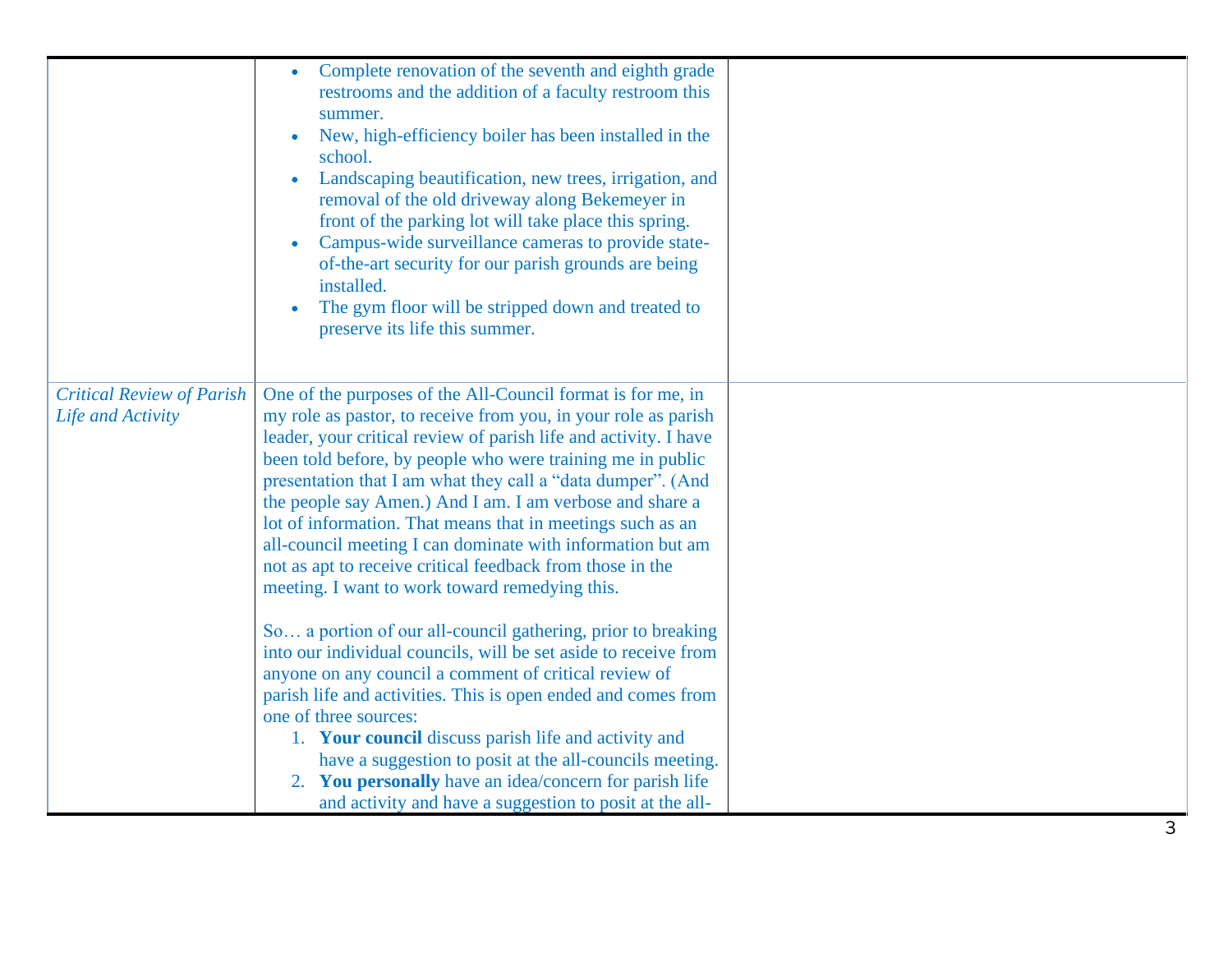| | | |
|---|---|---|
| | • Complete renovation of the seventh and eighth grade restrooms and the addition of a faculty restroom this summer.<br>• New, high-efficiency boiler has been installed in the school.<br>• Landscaping beautification, new trees, irrigation, and removal of the old driveway along Bekemeyer in front of the parking lot will take place this spring.<br>• Campus-wide surveillance cameras to provide state-of-the-art security for our parish grounds are being installed.<br>• The gym floor will be stripped down and treated to preserve its life this summer. | |
| *Critical Review of Parish Life and Activity* | One of the purposes of the All-Council format is for me, in my role as pastor, to receive from you, in your role as parish leader, your critical review of parish life and activity. I have been told before, by people who were training me in public presentation that I am what they call a "data dumper". (And the people say Amen.) And I am. I am verbose and share a lot of information. That means that in meetings such as an all-council meeting I can dominate with information but am not as apt to receive critical feedback from those in the meeting. I want to work toward remedying this.<br><br>So… a portion of our all-council gathering, prior to breaking into our individual councils, will be set aside to receive from anyone on any council a comment of critical review of parish life and activities. This is open ended and comes from one of three sources:<br>1. **Your council** discuss parish life and activity and have a suggestion to posit at the all-councils meeting.<br>2. **You personally** have an idea/concern for parish life and activity and have a suggestion to posit at the all- | |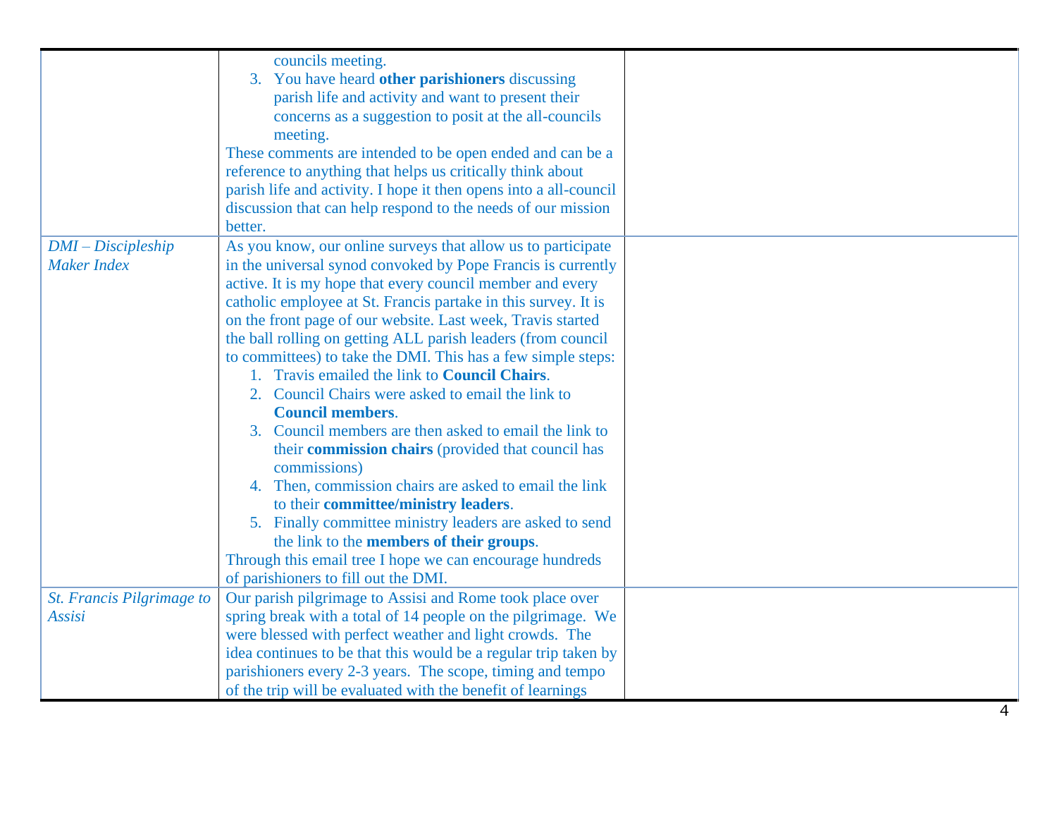| | | |
|---|---|---|
| | councils meeting.<br>3. You have heard **other parishioners** discussing parish life and activity and want to present their concerns as a suggestion to posit at the all-councils meeting.<br>These comments are intended to be open ended and can be a reference to anything that helps us critically think about parish life and activity. I hope it then opens into a all-council discussion that can help respond to the needs of our mission better. | |
| *DMI – Discipleship Maker Index* | As you know, our online surveys that allow us to participate in the universal synod convoked by Pope Francis is currently active. It is my hope that every council member and every catholic employee at St. Francis partake in this survey. It is on the front page of our website. Last week, Travis started the ball rolling on getting ALL parish leaders (from council to committees) to take the DMI. This has a few simple steps:<br>1. Travis emailed the link to **Council Chairs**.<br>2. Council Chairs were asked to email the link to **Council members**.<br>3. Council members are then asked to email the link to their **commission chairs** (provided that council has commissions)<br>4. Then, commission chairs are asked to email the link to their **committee/ministry leaders**.<br>5. Finally committee ministry leaders are asked to send the link to the **members of their groups**.<br>Through this email tree I hope we can encourage hundreds of parishioners to fill out the DMI. | |
| *St. Francis Pilgrimage to Assisi* | Our parish pilgrimage to Assisi and Rome took place over spring break with a total of 14 people on the pilgrimage. We were blessed with perfect weather and light crowds. The idea continues to be that this would be a regular trip taken by parishioners every 2-3 years. The scope, timing and tempo of the trip will be evaluated with the benefit of learnings | |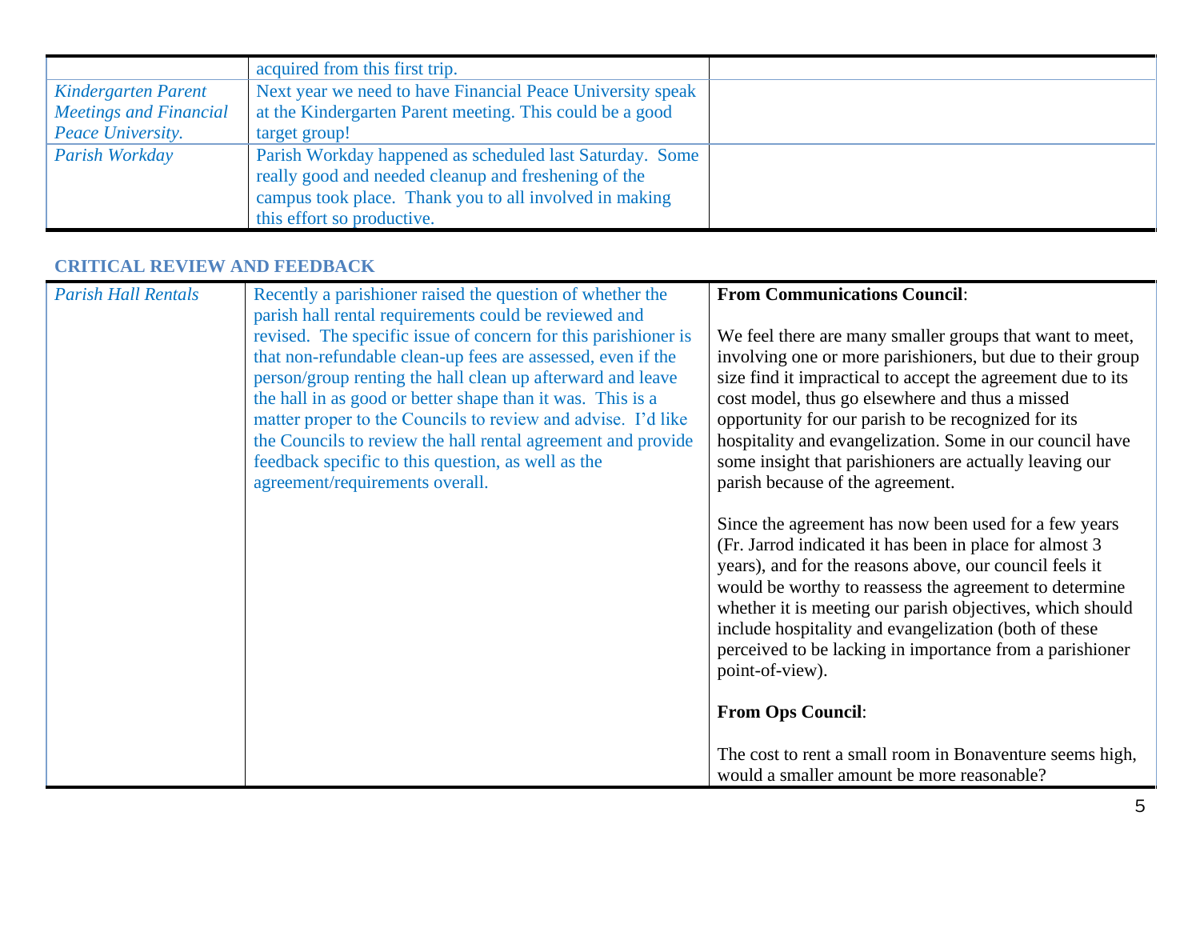|  |  |  |
|---|---|---|
|  | acquired from this first trip. |  |
| *Kindergarten Parent Meetings and Financial Peace University.* | Next year we need to have Financial Peace University speak at the Kindergarten Parent meeting. This could be a good target group! |  |
| *Parish Workday* | Parish Workday happened as scheduled last Saturday. Some really good and needed cleanup and freshening of the campus took place. Thank you to all involved in making this effort so productive. |  |

## CRITICAL REVIEW AND FEEDBACK

|  |  |  |
|---|---|---|
| *Parish Hall Rentals* | Recently a parishioner raised the question of whether the parish hall rental requirements could be reviewed and revised. The specific issue of concern for this parishioner is that non-refundable clean-up fees are assessed, even if the person/group renting the hall clean up afterward and leave the hall in as good or better shape than it was. This is a matter proper to the Councils to review and advise. I'd like the Councils to review the hall rental agreement and provide feedback specific to this question, as well as the agreement/requirements overall. | **From Communications Council**:<br><br>We feel there are many smaller groups that want to meet, involving one or more parishioners, but due to their group size find it impractical to accept the agreement due to its cost model, thus go elsewhere and thus a missed opportunity for our parish to be recognized for its hospitality and evangelization. Some in our council have some insight that parishioners are actually leaving our parish because of the agreement.<br><br>Since the agreement has now been used for a few years (Fr. Jarrod indicated it has been in place for almost 3 years), and for the reasons above, our council feels it would be worthy to reassess the agreement to determine whether it is meeting our parish objectives, which should include hospitality and evangelization (both of these perceived to be lacking in importance from a parishioner point-of-view).<br><br>**From Ops Council**:<br><br>The cost to rent a small room in Bonaventure seems high, would a smaller amount be more reasonable? |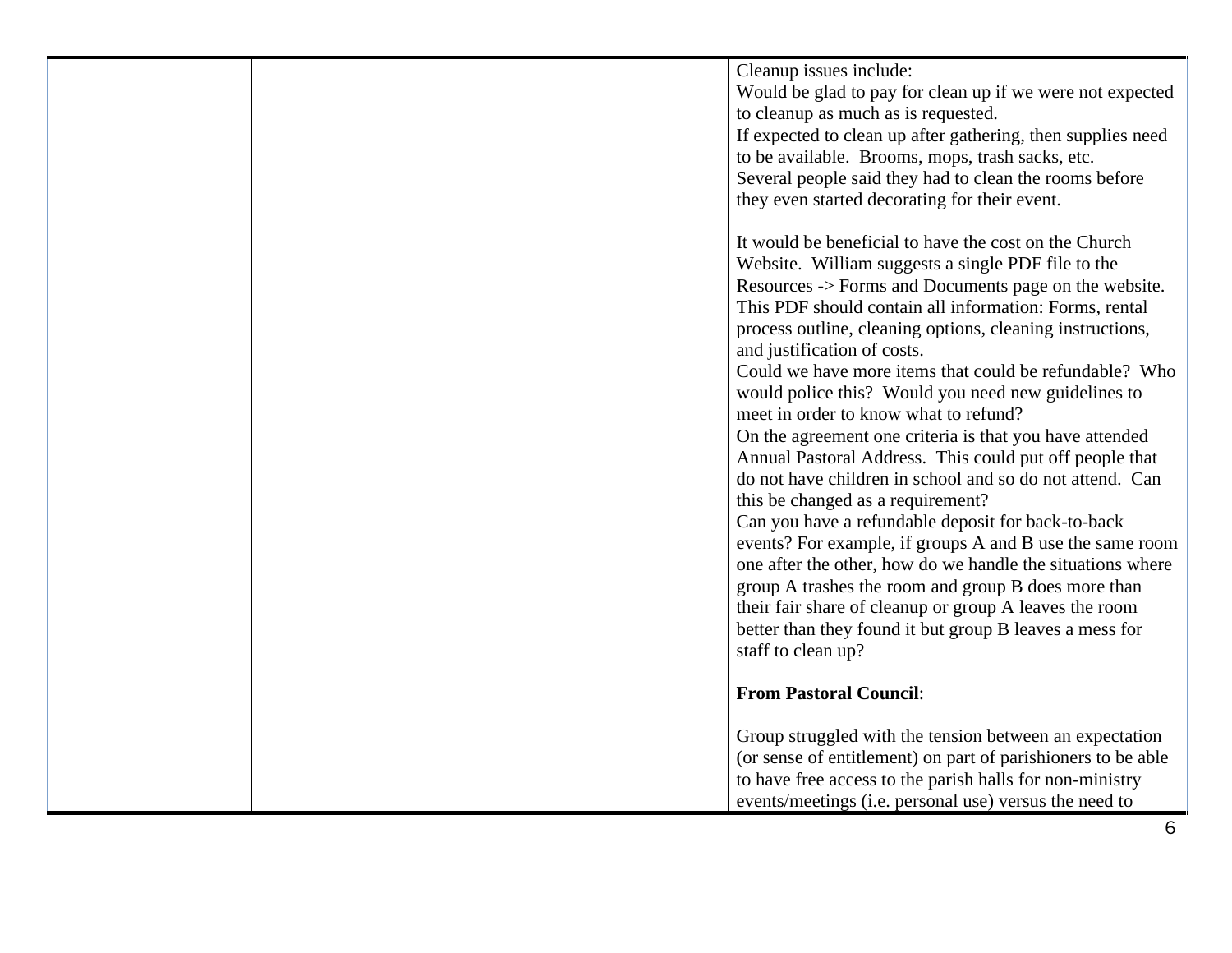| | | |
|---|---|---|
| | | Cleanup issues include:<br>Would be glad to pay for clean up if we were not expected to cleanup as much as is requested.<br>If expected to clean up after gathering, then supplies need to be available. Brooms, mops, trash sacks, etc.<br>Several people said they had to clean the rooms before they even started decorating for their event.<br><br>It would be beneficial to have the cost on the Church Website. William suggests a single PDF file to the Resources -> Forms and Documents page on the website. This PDF should contain all information: Forms, rental process outline, cleaning options, cleaning instructions, and justification of costs.<br>Could we have more items that could be refundable? Who would police this? Would you need new guidelines to meet in order to know what to refund?<br>On the agreement one criteria is that you have attended Annual Pastoral Address. This could put off people that do not have children in school and so do not attend. Can this be changed as a requirement?<br>Can you have a refundable deposit for back-to-back events? For example, if groups A and B use the same room one after the other, how do we handle the situations where group A trashes the room and group B does more than their fair share of cleanup or group A leaves the room better than they found it but group B leaves a mess for staff to clean up?<br><br>**From Pastoral Council**:<br><br>Group struggled with the tension between an expectation (or sense of entitlement) on part of parishioners to be able to have free access to the parish halls for non-ministry events/meetings (i.e. personal use) versus the need to |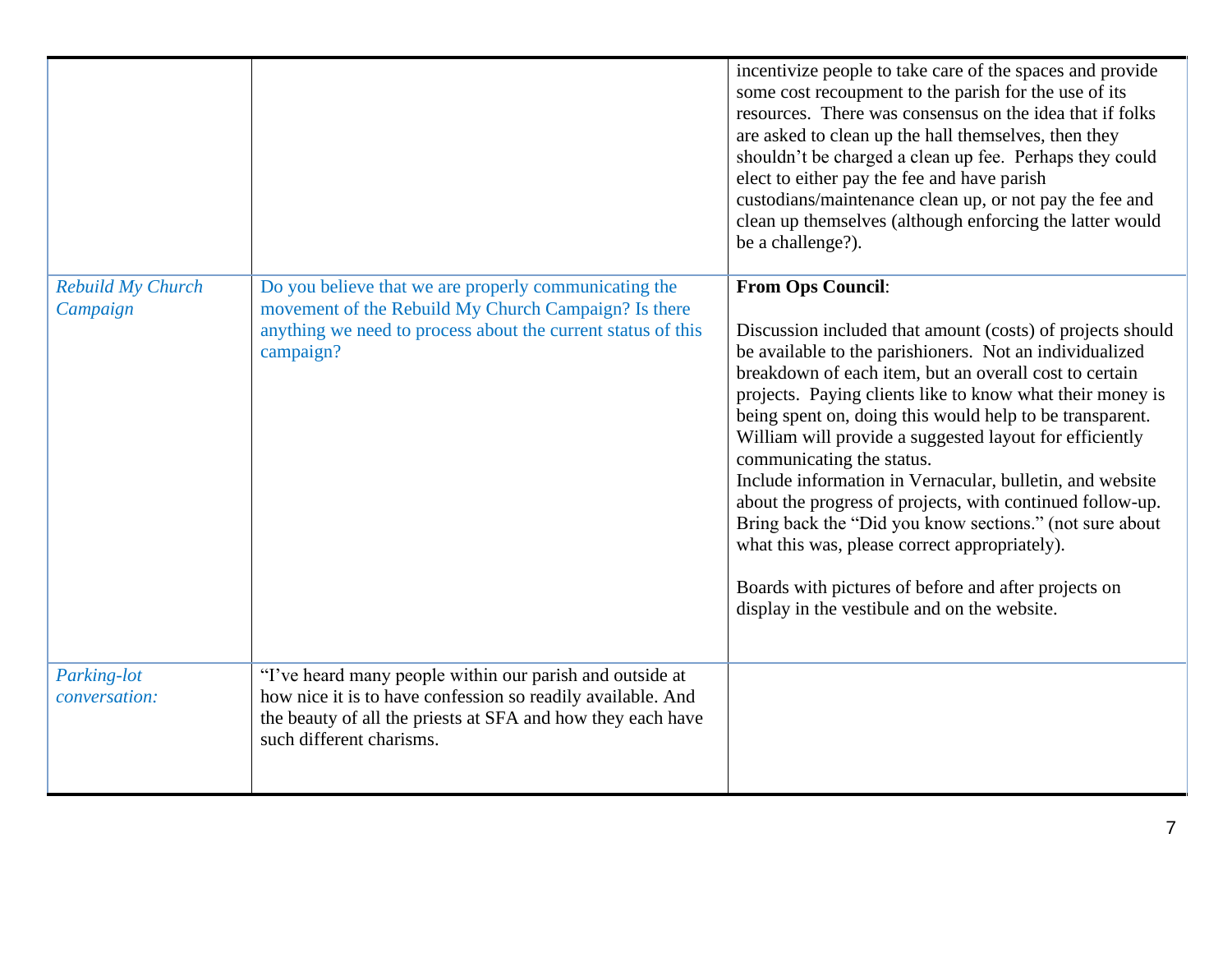| | | |
|---|---|---|
| | | incentivize people to take care of the spaces and provide some cost recoupment to the parish for the use of its resources. There was consensus on the idea that if folks are asked to clean up the hall themselves, then they shouldn't be charged a clean up fee. Perhaps they could elect to either pay the fee and have parish custodians/maintenance clean up, or not pay the fee and clean up themselves (although enforcing the latter would be a challenge?). |
| *Rebuild My Church Campaign* | Do you believe that we are properly communicating the movement of the Rebuild My Church Campaign? Is there anything we need to process about the current status of this campaign? | **From Ops Council**:<br><br>Discussion included that amount (costs) of projects should be available to the parishioners. Not an individualized breakdown of each item, but an overall cost to certain projects. Paying clients like to know what their money is being spent on, doing this would help to be transparent. William will provide a suggested layout for efficiently communicating the status.<br>Include information in Vernacular, bulletin, and website about the progress of projects, with continued follow-up. Bring back the "Did you know sections." (not sure about what this was, please correct appropriately).<br><br>Boards with pictures of before and after projects on display in the vestibule and on the website. |
| *Parking-lot conversation:* | "I've heard many people within our parish and outside at how nice it is to have confession so readily available. And the beauty of all the priests at SFA and how they each have such different charisms. | |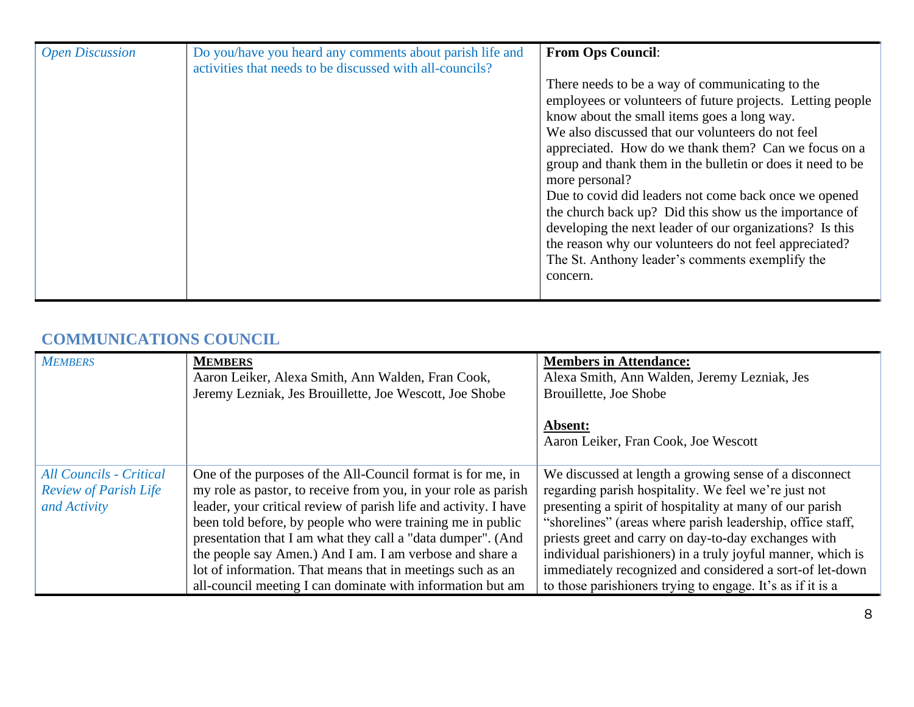| *Open Discussion* | Do you/have you heard any comments about parish life and activities that needs to be discussed with all-councils? | **From Ops Council**:<br><br>There needs to be a way of communicating to the employees or volunteers of future projects. Letting people know about the small items goes a long way.<br>We also discussed that our volunteers do not feel appreciated. How do we thank them? Can we focus on a group and thank them in the bulletin or does it need to be more personal?<br>Due to covid did leaders not come back once we opened the church back up? Did this show us the importance of developing the next leader of our organizations? Is this the reason why our volunteers do not feel appreciated? The St. Anthony leader's comments exemplify the concern. |
|---|---|---|

## COMMUNICATIONS COUNCIL

| *MEMBERS* | **MEMBERS**<br>Aaron Leiker, Alexa Smith, Ann Walden, Fran Cook, Jeremy Lezniak, Jes Brouillette, Joe Wescott, Joe Shobe | **Members in Attendance:**<br>Alexa Smith, Ann Walden, Jeremy Lezniak, Jes Brouillette, Joe Shobe<br><br>**Absent:**<br>Aaron Leiker, Fran Cook, Joe Wescott |
|---|---|---|
| *All Councils - Critical Review of Parish Life and Activity* | One of the purposes of the All-Council format is for me, in my role as pastor, to receive from you, in your role as parish leader, your critical review of parish life and activity. I have been told before, by people who were training me in public presentation that I am what they call a "data dumper". (And the people say Amen.) And I am. I am verbose and share a lot of information. That means that in meetings such as an all-council meeting I can dominate with information but am | We discussed at length a growing sense of a disconnect regarding parish hospitality. We feel we're just not presenting a spirit of hospitality at many of our parish "shorelines" (areas where parish leadership, office staff, priests greet and carry on day-to-day exchanges with individual parishioners) in a truly joyful manner, which is immediately recognized and considered a sort-of let-down to those parishioners trying to engage. It's as if it is a |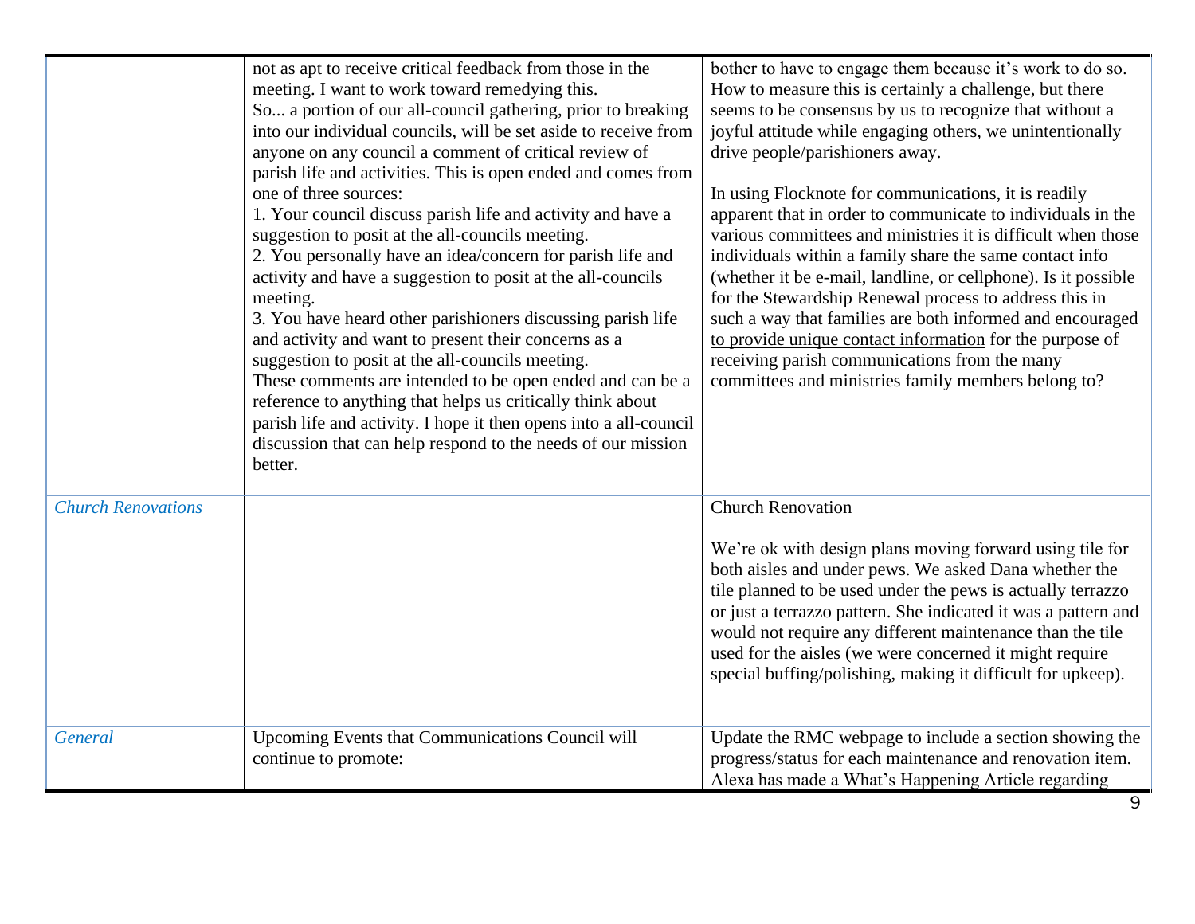| | | |
|---|---|---|
| | not as apt to receive critical feedback from those in the meeting. I want to work toward remedying this.<br>So... a portion of our all-council gathering, prior to breaking into our individual councils, will be set aside to receive from anyone on any council a comment of critical review of parish life and activities. This is open ended and comes from one of three sources:<br>1. Your council discuss parish life and activity and have a suggestion to posit at the all-councils meeting.<br>2. You personally have an idea/concern for parish life and activity and have a suggestion to posit at the all-councils meeting.<br>3. You have heard other parishioners discussing parish life and activity and want to present their concerns as a suggestion to posit at the all-councils meeting.<br>These comments are intended to be open ended and can be a reference to anything that helps us critically think about parish life and activity. I hope it then opens into a all-council discussion that can help respond to the needs of our mission better. | bother to have to engage them because it's work to do so. How to measure this is certainly a challenge, but there seems to be consensus by us to recognize that without a joyful attitude while engaging others, we unintentionally drive people/parishioners away.<br><br>In using Flocknote for communications, it is readily apparent that in order to communicate to individuals in the various committees and ministries it is difficult when those individuals within a family share the same contact info (whether it be e-mail, landline, or cellphone). Is it possible for the Stewardship Renewal process to address this in such a way that families are both <u>informed and encouraged to provide unique contact information</u> for the purpose of receiving parish communications from the many committees and ministries family members belong to? |
| *Church Renovations* | | Church Renovation<br><br>We're ok with design plans moving forward using tile for both aisles and under pews. We asked Dana whether the tile planned to be used under the pews is actually terrazzo or just a terrazzo pattern. She indicated it was a pattern and would not require any different maintenance than the tile used for the aisles (we were concerned it might require special buffing/polishing, making it difficult for upkeep). |
| *General* | Upcoming Events that Communications Council will continue to promote: | Update the RMC webpage to include a section showing the progress/status for each maintenance and renovation item. Alexa has made a What's Happening Article regarding |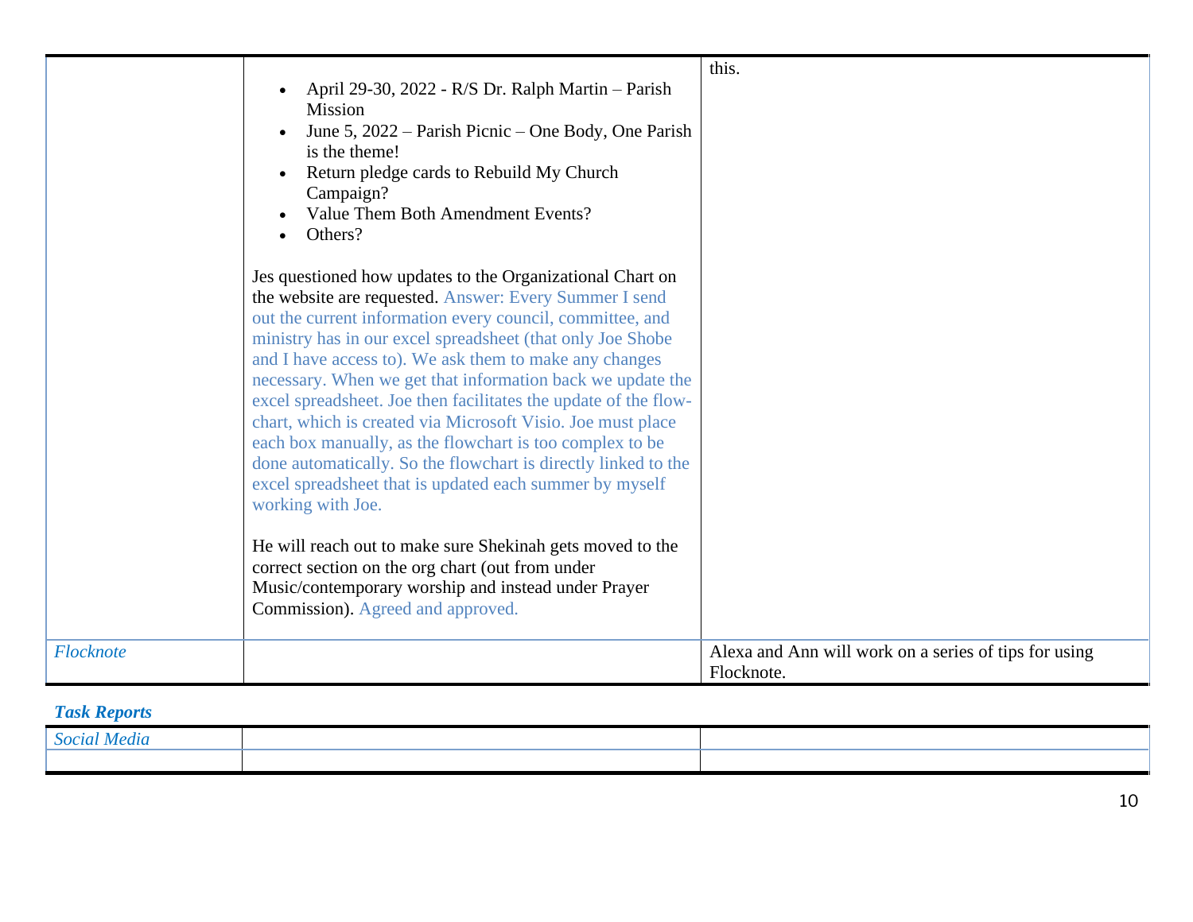| | | |
|---|---|---|
| | • April 29-30, 2022 - R/S Dr. Ralph Martin – Parish Mission<br>• June 5, 2022 – Parish Picnic – One Body, One Parish is the theme!<br>• Return pledge cards to Rebuild My Church Campaign?<br>• Value Them Both Amendment Events?<br>• Others?<br><br>Jes questioned how updates to the Organizational Chart on the website are requested. Answer: Every Summer I send out the current information every council, committee, and ministry has in our excel spreadsheet (that only Joe Shobe and I have access to). We ask them to make any changes necessary. When we get that information back we update the excel spreadsheet. Joe then facilitates the update of the flow-chart, which is created via Microsoft Visio. Joe must place each box manually, as the flowchart is too complex to be done automatically. So the flowchart is directly linked to the excel spreadsheet that is updated each summer by myself working with Joe.<br><br>He will reach out to make sure Shekinah gets moved to the correct section on the org chart (out from under Music/contemporary worship and instead under Prayer Commission). Agreed and approved. | this. |
| *Flocknote* | | Alexa and Ann will work on a series of tips for using Flocknote. |

***Task Reports***

| | | |
|---|---|---|
| *Social Media* | | |
| | | |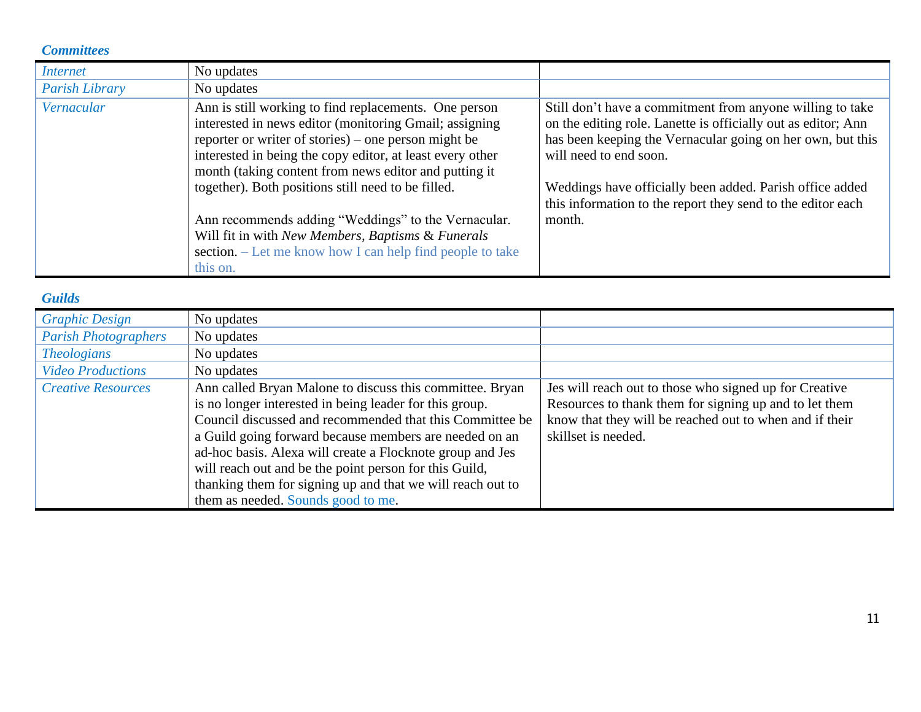### *Committees*

| | | |
|---|---|---|
| *Internet* | No updates | |
| *Parish Library* | No updates | |
| *Vernacular* | Ann is still working to find replacements. One person interested in news editor (monitoring Gmail; assigning reporter or writer of stories) – one person might be interested in being the copy editor, at least every other month (taking content from news editor and putting it together). Both positions still need to be filled.<br><br>Ann recommends adding "Weddings" to the Vernacular. Will fit in with *New Members, Baptisms* & *Funerals* section. – Let me know how I can help find people to take this on. | Still don't have a commitment from anyone willing to take on the editing role. Lanette is officially out as editor; Ann has been keeping the Vernacular going on her own, but this will need to end soon.<br><br>Weddings have officially been added. Parish office added this information to the report they send to the editor each month. |

### *Guilds*

| | | |
|---|---|---|
| *Graphic Design* | No updates | |
| *Parish Photographers* | No updates | |
| *Theologians* | No updates | |
| *Video Productions* | No updates | |
| *Creative Resources* | Ann called Bryan Malone to discuss this committee. Bryan is no longer interested in being leader for this group. Council discussed and recommended that this Committee be a Guild going forward because members are needed on an ad-hoc basis. Alexa will create a Flocknote group and Jes will reach out and be the point person for this Guild, thanking them for signing up and that we will reach out to them as needed. Sounds good to me. | Jes will reach out to those who signed up for Creative Resources to thank them for signing up and to let them know that they will be reached out to when and if their skillset is needed. |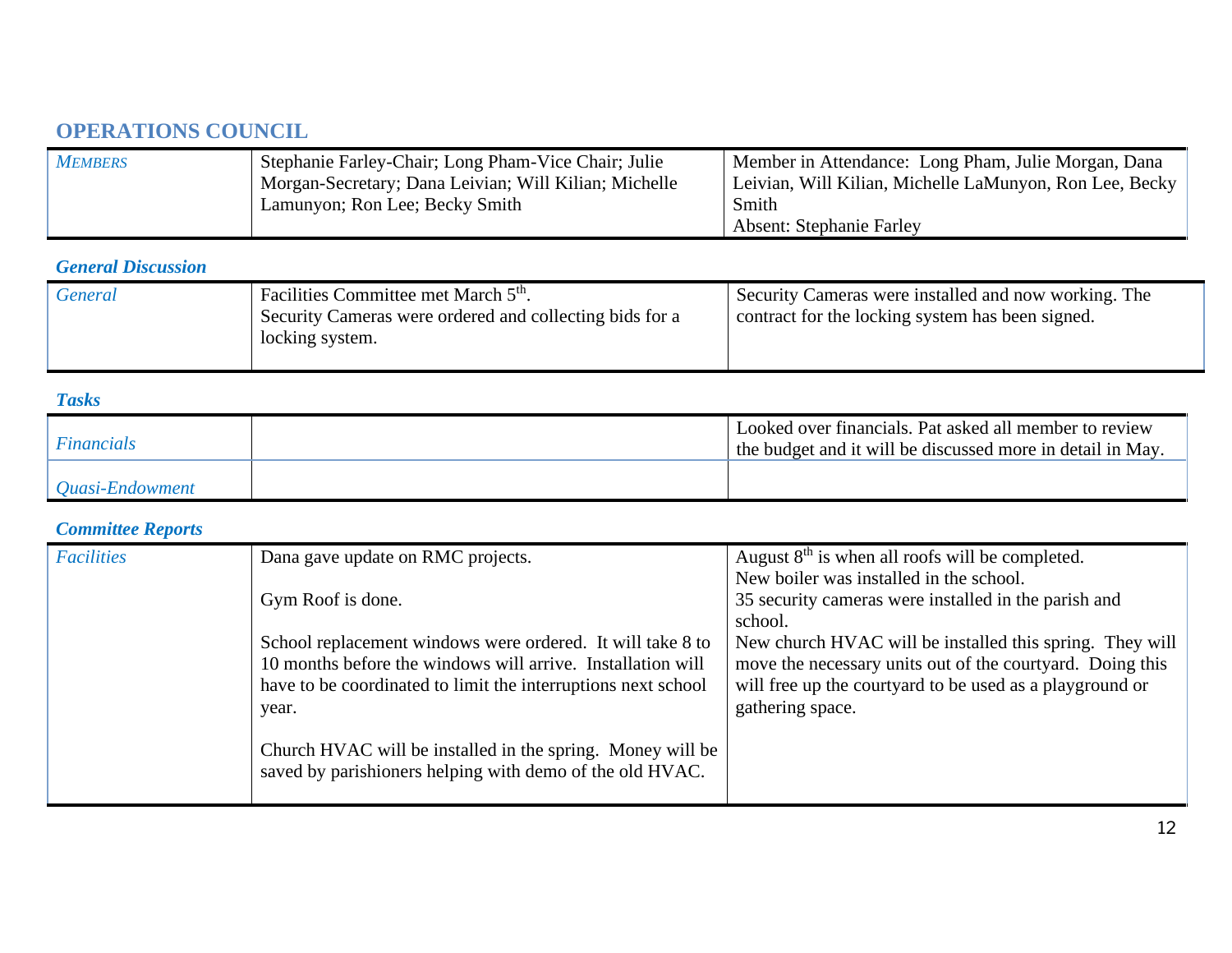## OPERATIONS COUNCIL

| *MEMBERS* | Stephanie Farley-Chair; Long Pham-Vice Chair; Julie Morgan-Secretary; Dana Leivian; Will Kilian; Michelle Lamunyon; Ron Lee; Becky Smith | Member in Attendance: Long Pham, Julie Morgan, Dana Leivian, Will Kilian, Michelle LaMunyon, Ron Lee, Becky Smith<br>Absent: Stephanie Farley |
|---|---|---|

### *General Discussion*

| *General* | Facilities Committee met March 5th.<br>Security Cameras were ordered and collecting bids for a locking system. | Security Cameras were installed and now working. The contract for the locking system has been signed. |
|---|---|---|

### *Tasks*

| *Financials* | | Looked over financials. Pat asked all member to review the budget and it will be discussed more in detail in May. |
|---|---|---|
| *Quasi-Endowment* | | |

### *Committee Reports*

| *Facilities* | Dana gave update on RMC projects.<br><br>Gym Roof is done.<br><br>School replacement windows were ordered. It will take 8 to 10 months before the windows will arrive. Installation will have to be coordinated to limit the interruptions next school year.<br><br>Church HVAC will be installed in the spring. Money will be saved by parishioners helping with demo of the old HVAC. | August 8th is when all roofs will be completed.<br>New boiler was installed in the school.<br>35 security cameras were installed in the parish and school.<br>New church HVAC will be installed this spring. They will move the necessary units out of the courtyard. Doing this will free up the courtyard to be used as a playground or gathering space. |
|---|---|---|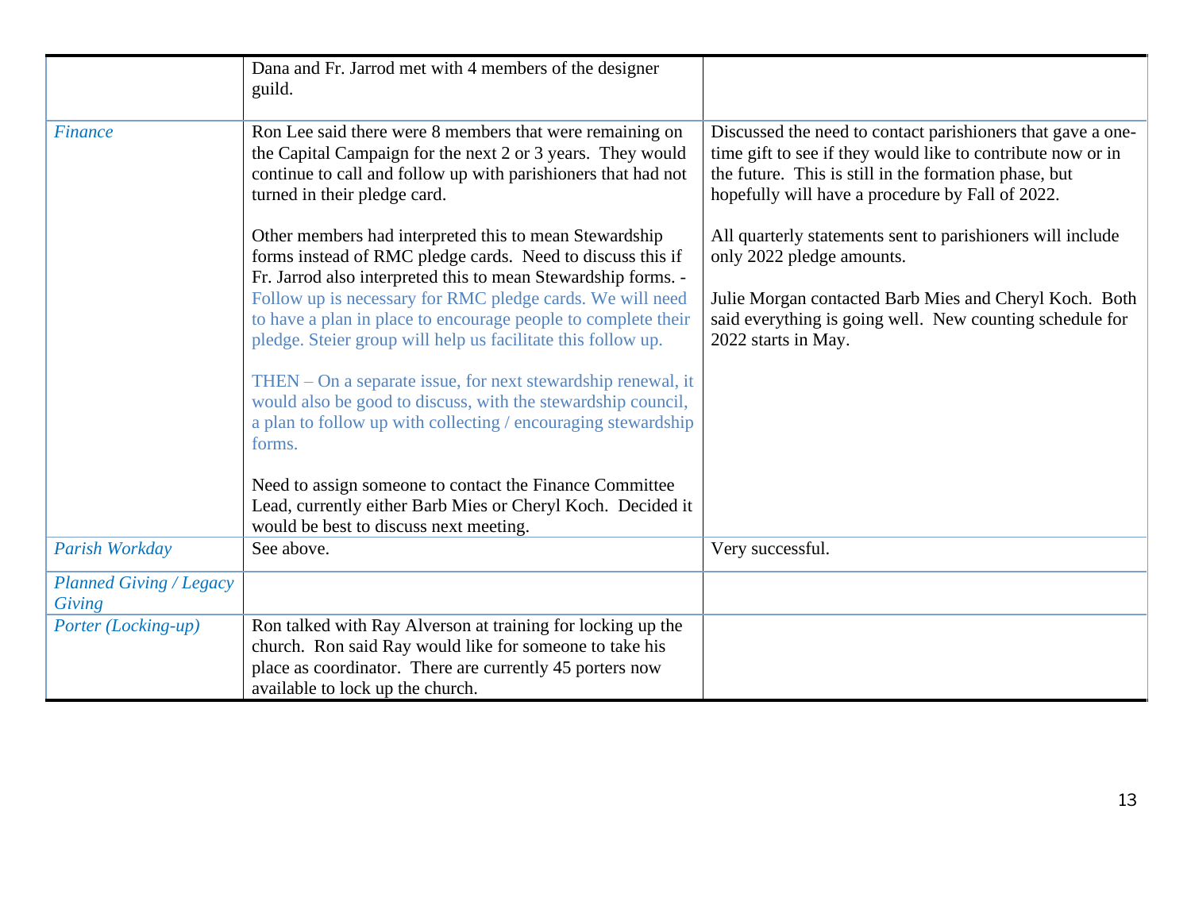| | | |
|---|---|---|
| | Dana and Fr. Jarrod met with 4 members of the designer guild. | |
| *Finance* | Ron Lee said there were 8 members that were remaining on the Capital Campaign for the next 2 or 3 years. They would continue to call and follow up with parishioners that had not turned in their pledge card.<br><br>Other members had interpreted this to mean Stewardship forms instead of RMC pledge cards. Need to discuss this if Fr. Jarrod also interpreted this to mean Stewardship forms. - Follow up is necessary for RMC pledge cards. We will need to have a plan in place to encourage people to complete their pledge. Steier group will help us facilitate this follow up.<br><br>THEN – On a separate issue, for next stewardship renewal, it would also be good to discuss, with the stewardship council, a plan to follow up with collecting / encouraging stewardship forms.<br><br>Need to assign someone to contact the Finance Committee Lead, currently either Barb Mies or Cheryl Koch. Decided it would be best to discuss next meeting. | Discussed the need to contact parishioners that gave a one-time gift to see if they would like to contribute now or in the future. This is still in the formation phase, but hopefully will have a procedure by Fall of 2022.<br><br>All quarterly statements sent to parishioners will include only 2022 pledge amounts.<br><br>Julie Morgan contacted Barb Mies and Cheryl Koch. Both said everything is going well. New counting schedule for 2022 starts in May. |
| *Parish Workday* | See above. | Very successful. |
| *Planned Giving / Legacy Giving* | | |
| *Porter (Locking-up)* | Ron talked with Ray Alverson at training for locking up the church. Ron said Ray would like for someone to take his place as coordinator. There are currently 45 porters now available to lock up the church. | |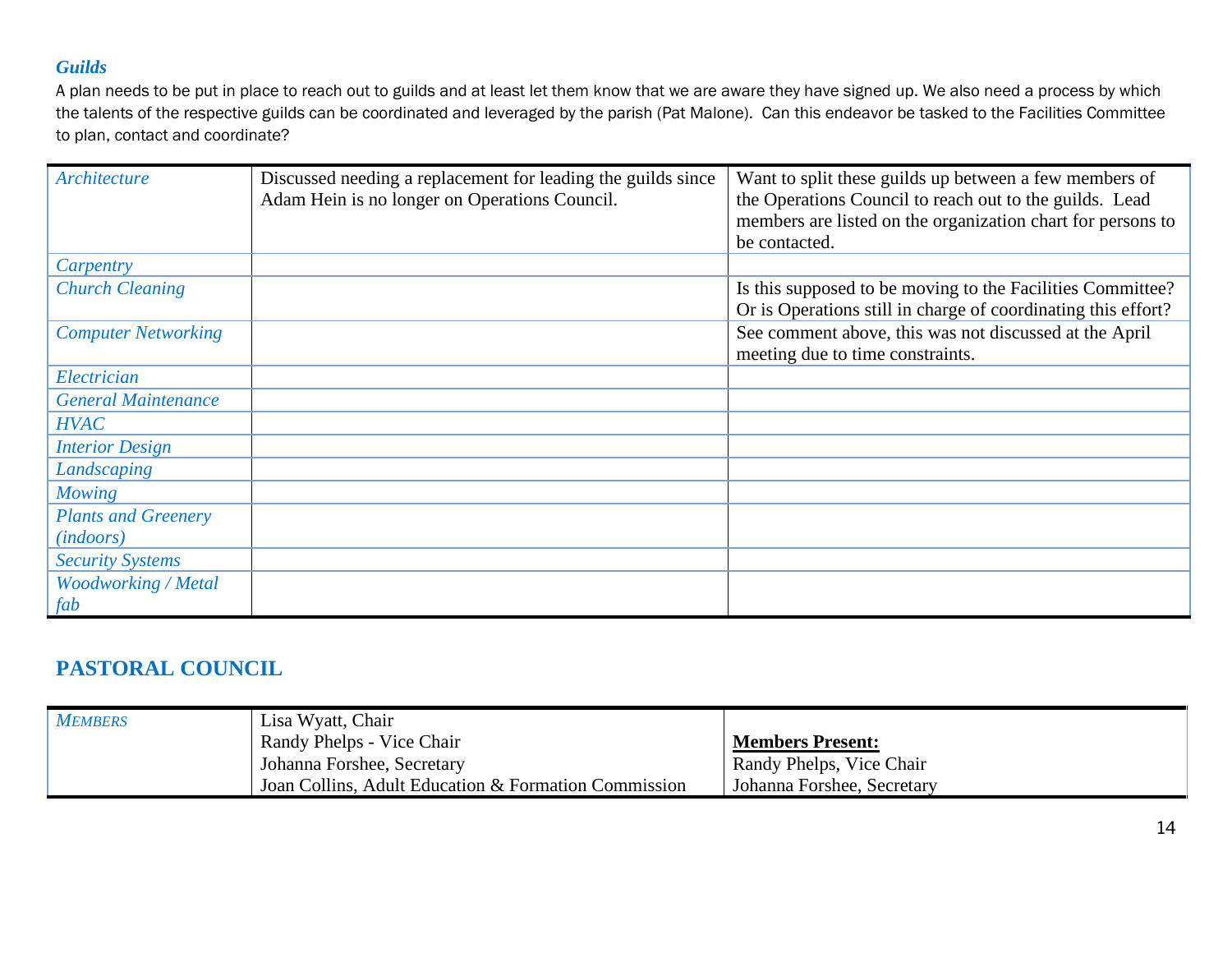### *Guilds*

A plan needs to be put in place to reach out to guilds and at least let them know that we are aware they have signed up. We also need a process by which the talents of the respective guilds can be coordinated and leveraged by the parish (Pat Malone). Can this endeavor be tasked to the Facilities Committee to plan, contact and coordinate?

| | | |
|---|---|---|
| *Architecture* | Discussed needing a replacement for leading the guilds since Adam Hein is no longer on Operations Council. | Want to split these guilds up between a few members of the Operations Council to reach out to the guilds. Lead members are listed on the organization chart for persons to be contacted. |
| *Carpentry* | | |
| *Church Cleaning* | | Is this supposed to be moving to the Facilities Committee? Or is Operations still in charge of coordinating this effort? |
| *Computer Networking* | | See comment above, this was not discussed at the April meeting due to time constraints. |
| *Electrician* | | |
| *General Maintenance* | | |
| *HVAC* | | |
| *Interior Design* | | |
| *Landscaping* | | |
| *Mowing* | | |
| *Plants and Greenery (indoors)* | | |
| *Security Systems* | | |
| *Woodworking / Metal fab* | | |

## PASTORAL COUNCIL

| | | |
|---|---|---|
| *MEMBERS* | Lisa Wyatt, Chair<br>Randy Phelps - Vice Chair<br>Johanna Forshee, Secretary<br>Joan Collins, Adult Education & Formation Commission | <br>**<u>Members Present:</u>**<br>Randy Phelps, Vice Chair<br>Johanna Forshee, Secretary |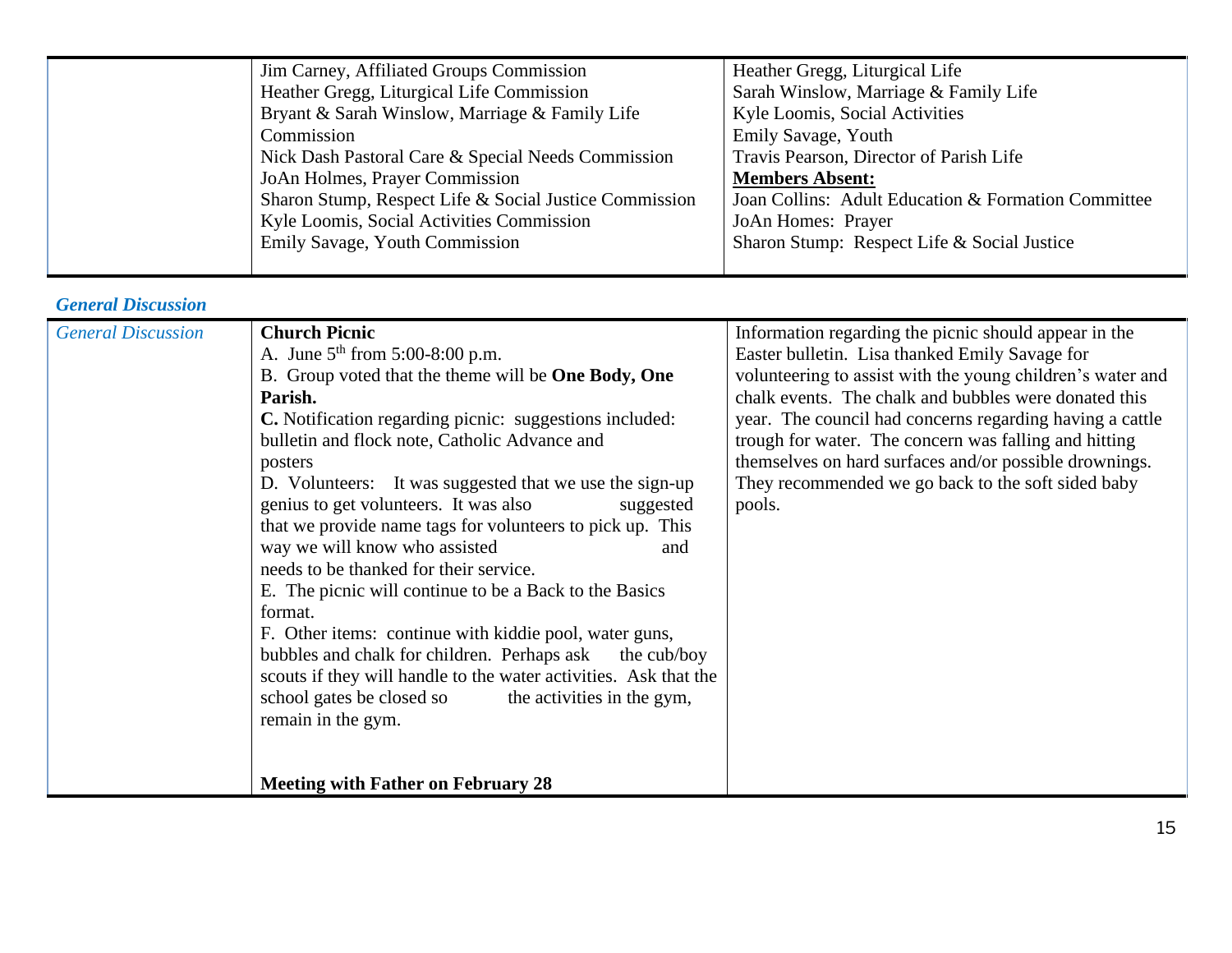| | | |
|---|---|---|
| | Jim Carney, Affiliated Groups Commission<br>Heather Gregg, Liturgical Life Commission<br>Bryant & Sarah Winslow, Marriage & Family Life Commission<br>Nick Dash Pastoral Care & Special Needs Commission<br>JoAn Holmes, Prayer Commission<br>Sharon Stump, Respect Life & Social Justice Commission<br>Kyle Loomis, Social Activities Commission<br>Emily Savage, Youth Commission | Heather Gregg, Liturgical Life<br>Sarah Winslow, Marriage & Family Life<br>Kyle Loomis, Social Activities<br>Emily Savage, Youth<br>Travis Pearson, Director of Parish Life<br>**Members Absent:**<br>Joan Collins: Adult Education & Formation Committee<br>JoAn Homes: Prayer<br>Sharon Stump: Respect Life & Social Justice |

### *General Discussion*

| | | |
|---|---|---|
| *General Discussion* | **Church Picnic**<br>A. June 5th from 5:00-8:00 p.m.<br>B. Group voted that the theme will be **One Body, One Parish.**<br>**C.** Notification regarding picnic: suggestions included: bulletin and flock note, Catholic Advance and posters<br>D. Volunteers: It was suggested that we use the sign-up genius to get volunteers. It was also suggested that we provide name tags for volunteers to pick up. This way we will know who assisted and needs to be thanked for their service.<br>E. The picnic will continue to be a Back to the Basics format.<br>F. Other items: continue with kiddie pool, water guns, bubbles and chalk for children. Perhaps ask the cub/boy scouts if they will handle to the water activities. Ask that the school gates be closed so the activities in the gym, remain in the gym.<br><br>**Meeting with Father on February 28** | Information regarding the picnic should appear in the Easter bulletin. Lisa thanked Emily Savage for volunteering to assist with the young children's water and chalk events. The chalk and bubbles were donated this year. The council had concerns regarding having a cattle trough for water. The concern was falling and hitting themselves on hard surfaces and/or possible drownings. They recommended we go back to the soft sided baby pools. |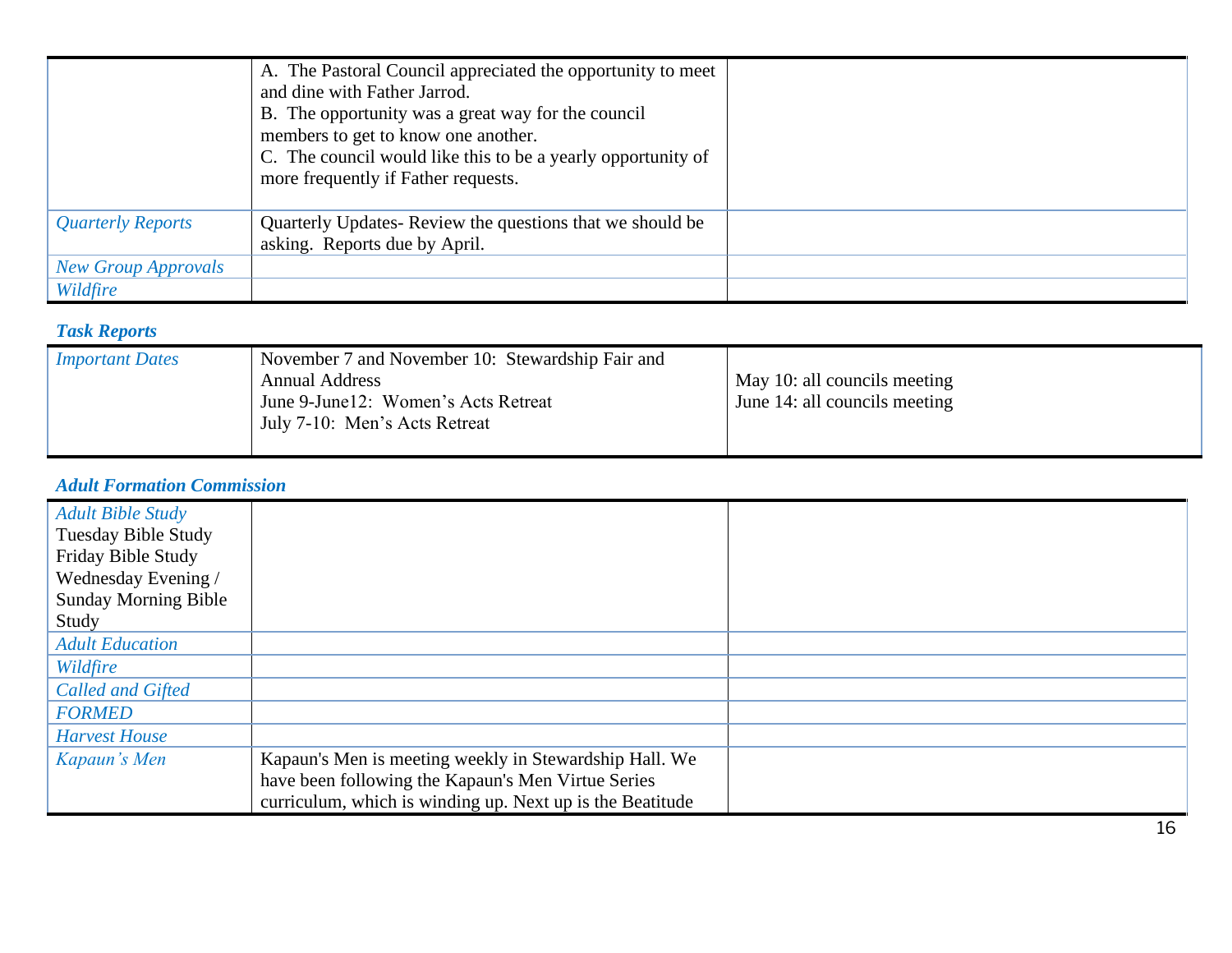| | | |
|---|---|---|
| | A. The Pastoral Council appreciated the opportunity to meet and dine with Father Jarrod.<br>B. The opportunity was a great way for the council members to get to know one another.<br>C. The council would like this to be a yearly opportunity of more frequently if Father requests. | |
| *Quarterly Reports* | Quarterly Updates- Review the questions that we should be asking. Reports due by April. | |
| *New Group Approvals* | | |
| *Wildfire* | | |

### *Task Reports*

| | | |
|---|---|---|
| *Important Dates* | November 7 and November 10: Stewardship Fair and Annual Address<br>June 9-June12: Women's Acts Retreat<br>July 7-10: Men's Acts Retreat | May 10: all councils meeting<br>June 14: all councils meeting |

### *Adult Formation Commission*

| | | |
|---|---|---|
| *Adult Bible Study*<br>Tuesday Bible Study<br>Friday Bible Study<br>Wednesday Evening / Sunday Morning Bible Study | | |
| *Adult Education* | | |
| *Wildfire* | | |
| *Called and Gifted* | | |
| *FORMED* | | |
| *Harvest House* | | |
| *Kapaun's Men* | Kapaun's Men is meeting weekly in Stewardship Hall. We have been following the Kapaun's Men Virtue Series curriculum, which is winding up. Next up is the Beatitude | |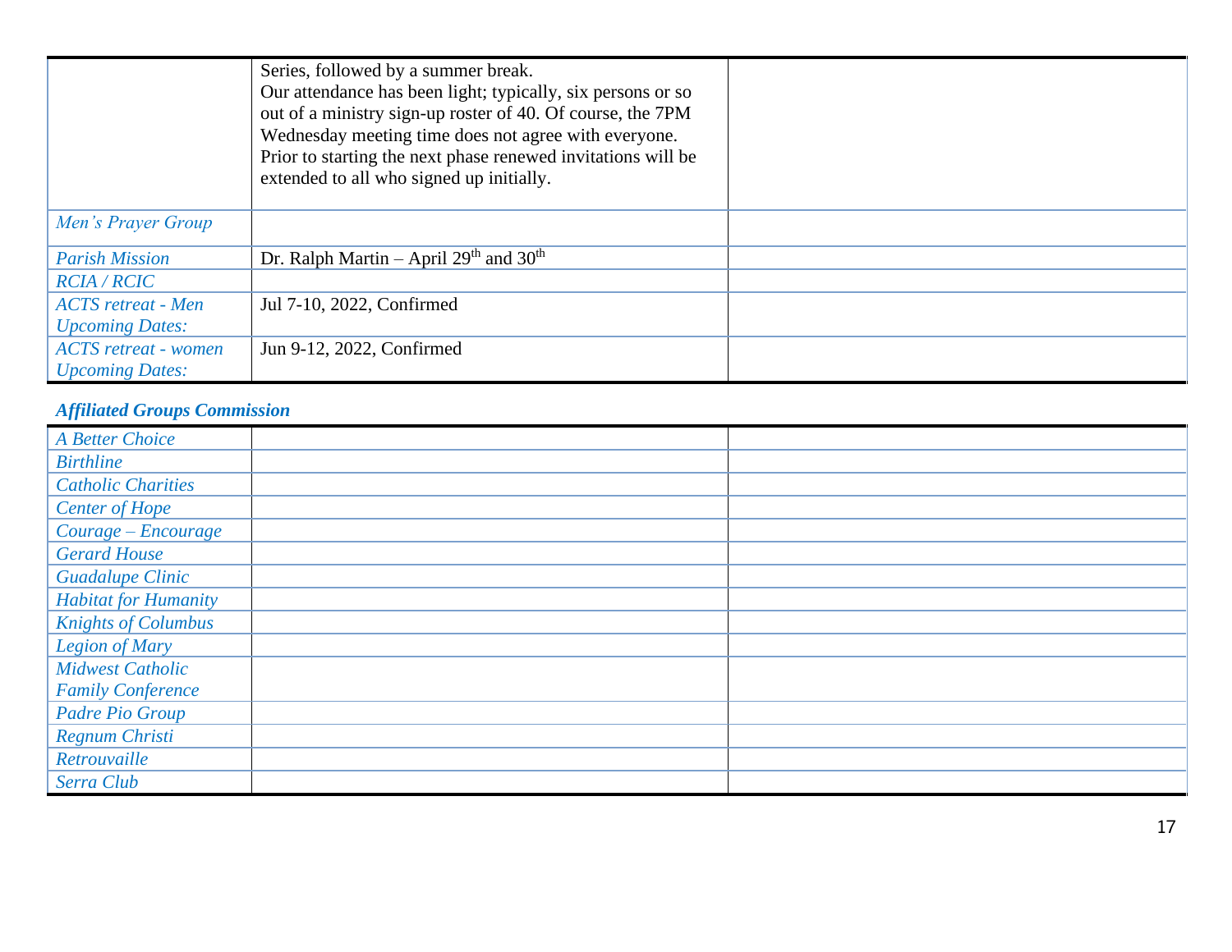| | | |
|---|---|---|
| | Series, followed by a summer break.<br>Our attendance has been light; typically, six persons or so out of a ministry sign-up roster of 40. Of course, the 7PM Wednesday meeting time does not agree with everyone. Prior to starting the next phase renewed invitations will be extended to all who signed up initially. | |
| *Men's Prayer Group* | | |
| *Parish Mission* | Dr. Ralph Martin – April 29th and 30th | |
| *RCIA / RCIC* | | |
| *ACTS retreat - Men Upcoming Dates:* | Jul 7-10, 2022, Confirmed | |
| *ACTS retreat - women Upcoming Dates:* | Jun 9-12, 2022, Confirmed | |

### *Affiliated Groups Commission*

| | | |
|---|---|---|
| *A Better Choice* | | |
| *Birthline* | | |
| *Catholic Charities* | | |
| *Center of Hope* | | |
| *Courage – Encourage* | | |
| *Gerard House* | | |
| *Guadalupe Clinic* | | |
| *Habitat for Humanity* | | |
| *Knights of Columbus* | | |
| *Legion of Mary* | | |
| *Midwest Catholic Family Conference* | | |
| *Padre Pio Group* | | |
| *Regnum Christi* | | |
| *Retrouvaille* | | |
| *Serra Club* | | |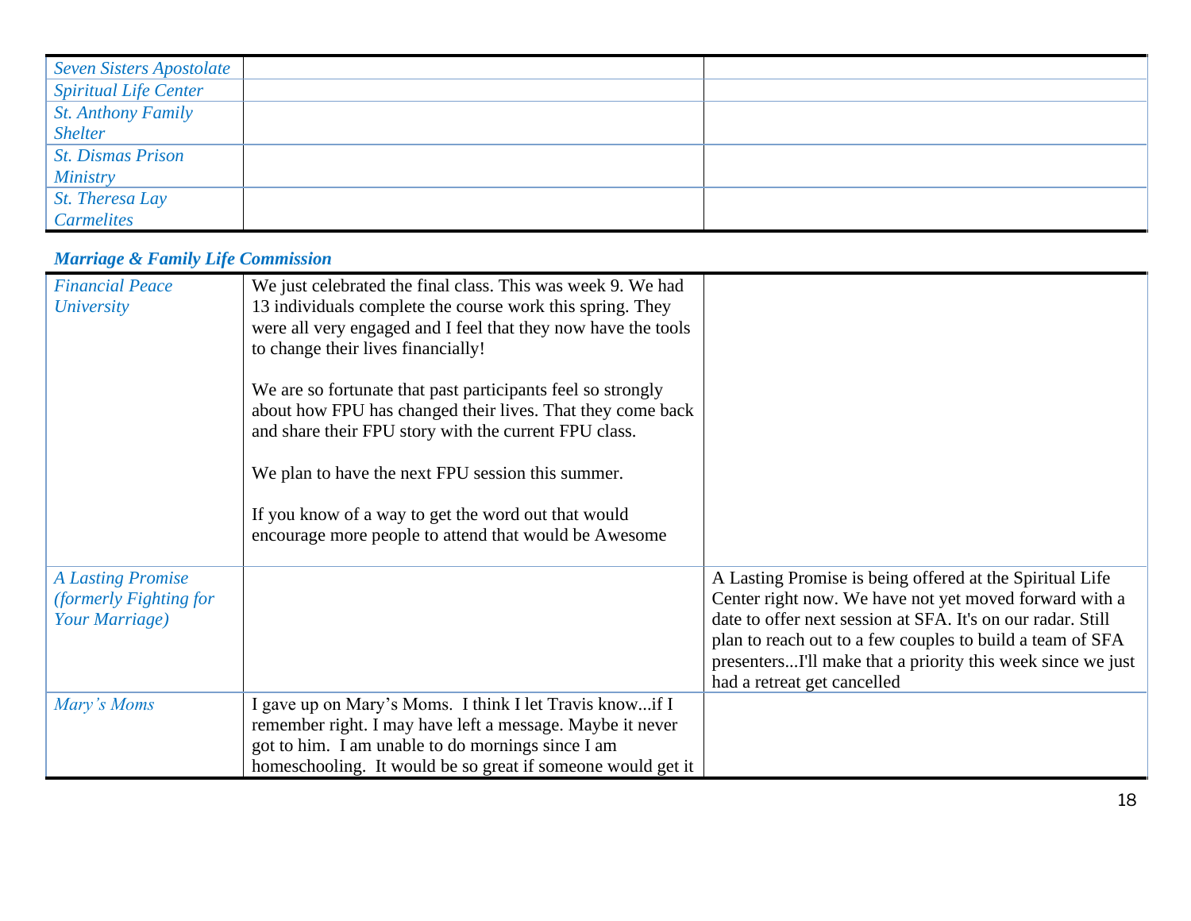| | | |
|---|---|---|
| *Seven Sisters Apostolate* | | |
| *Spiritual Life Center* | | |
| *St. Anthony Family Shelter* | | |
| *St. Dismas Prison Ministry* | | |
| *St. Theresa Lay Carmelites* | | |

### *Marriage & Family Life Commission*

| | | |
|---|---|---|
| *Financial Peace University* | We just celebrated the final class. This was week 9. We had 13 individuals complete the course work this spring. They were all very engaged and I feel that they now have the tools to change their lives financially!<br><br>We are so fortunate that past participants feel so strongly about how FPU has changed their lives. That they come back and share their FPU story with the current FPU class.<br><br>We plan to have the next FPU session this summer.<br><br>If you know of a way to get the word out that would encourage more people to attend that would be Awesome | |
| *A Lasting Promise (formerly Fighting for Your Marriage)* | | A Lasting Promise is being offered at the Spiritual Life Center right now. We have not yet moved forward with a date to offer next session at SFA. It's on our radar. Still plan to reach out to a few couples to build a team of SFA presenters...I'll make that a priority this week since we just had a retreat get cancelled |
| *Mary's Moms* | I gave up on Mary's Moms. I think I let Travis know...if I remember right. I may have left a message. Maybe it never got to him. I am unable to do mornings since I am homeschooling. It would be so great if someone would get it | |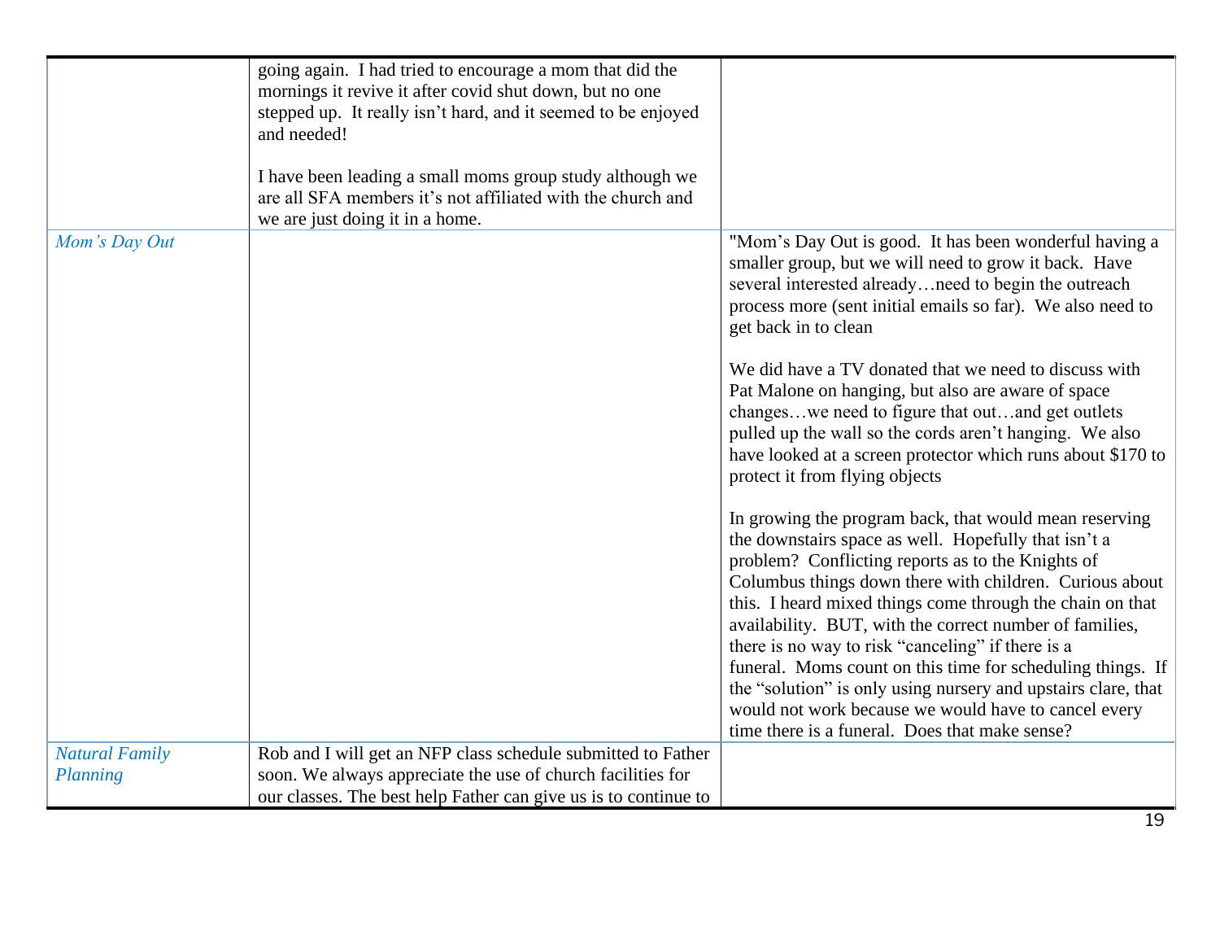| | | |
|---|---|---|
| | going again. I had tried to encourage a mom that did the mornings it revive it after covid shut down, but no one stepped up. It really isn't hard, and it seemed to be enjoyed and needed!<br><br>I have been leading a small moms group study although we are all SFA members it's not affiliated with the church and we are just doing it in a home. | |
| *Mom's Day Out* | | "Mom's Day Out is good. It has been wonderful having a smaller group, but we will need to grow it back. Have several interested already…need to begin the outreach process more (sent initial emails so far). We also need to get back in to clean<br><br>We did have a TV donated that we need to discuss with Pat Malone on hanging, but also are aware of space changes…we need to figure that out…and get outlets pulled up the wall so the cords aren't hanging. We also have looked at a screen protector which runs about $170 to protect it from flying objects<br><br>In growing the program back, that would mean reserving the downstairs space as well. Hopefully that isn't a problem? Conflicting reports as to the Knights of Columbus things down there with children. Curious about this. I heard mixed things come through the chain on that availability. BUT, with the correct number of families, there is no way to risk "canceling" if there is a funeral. Moms count on this time for scheduling things. If the "solution" is only using nursery and upstairs clare, that would not work because we would have to cancel every time there is a funeral. Does that make sense? |
| *Natural Family Planning* | Rob and I will get an NFP class schedule submitted to Father soon. We always appreciate the use of church facilities for our classes. The best help Father can give us is to continue to | |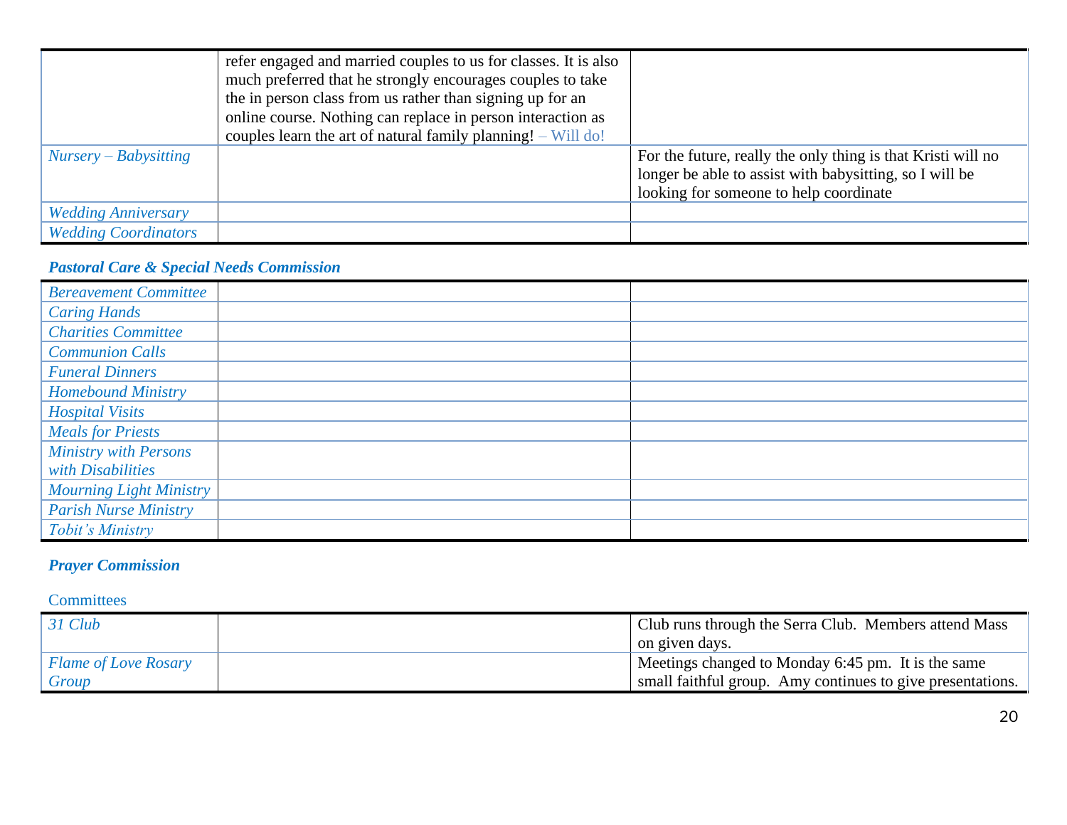| | | |
|---|---|---|
| | refer engaged and married couples to us for classes. It is also much preferred that he strongly encourages couples to take the in person class from us rather than signing up for an online course. Nothing can replace in person interaction as couples learn the art of natural family planning! – Will do! | |
| *Nursery – Babysitting* | | For the future, really the only thing is that Kristi will no longer be able to assist with babysitting, so I will be looking for someone to help coordinate |
| *Wedding Anniversary* | | |
| *Wedding Coordinators* | | |

***Pastoral Care & Special Needs Commission***

| | | |
|---|---|---|
| *Bereavement Committee* | | |
| *Caring Hands* | | |
| *Charities Committee* | | |
| *Communion Calls* | | |
| *Funeral Dinners* | | |
| *Homebound Ministry* | | |
| *Hospital Visits* | | |
| *Meals for Priests* | | |
| *Ministry with Persons with Disabilities* | | |
| *Mourning Light Ministry* | | |
| *Parish Nurse Ministry* | | |
| *Tobit's Ministry* | | |

***Prayer Commission***

Committees

| | | |
|---|---|---|
| *31 Club* | | Club runs through the Serra Club. Members attend Mass on given days. |
| *Flame of Love Rosary Group* | | Meetings changed to Monday 6:45 pm. It is the same small faithful group. Amy continues to give presentations. |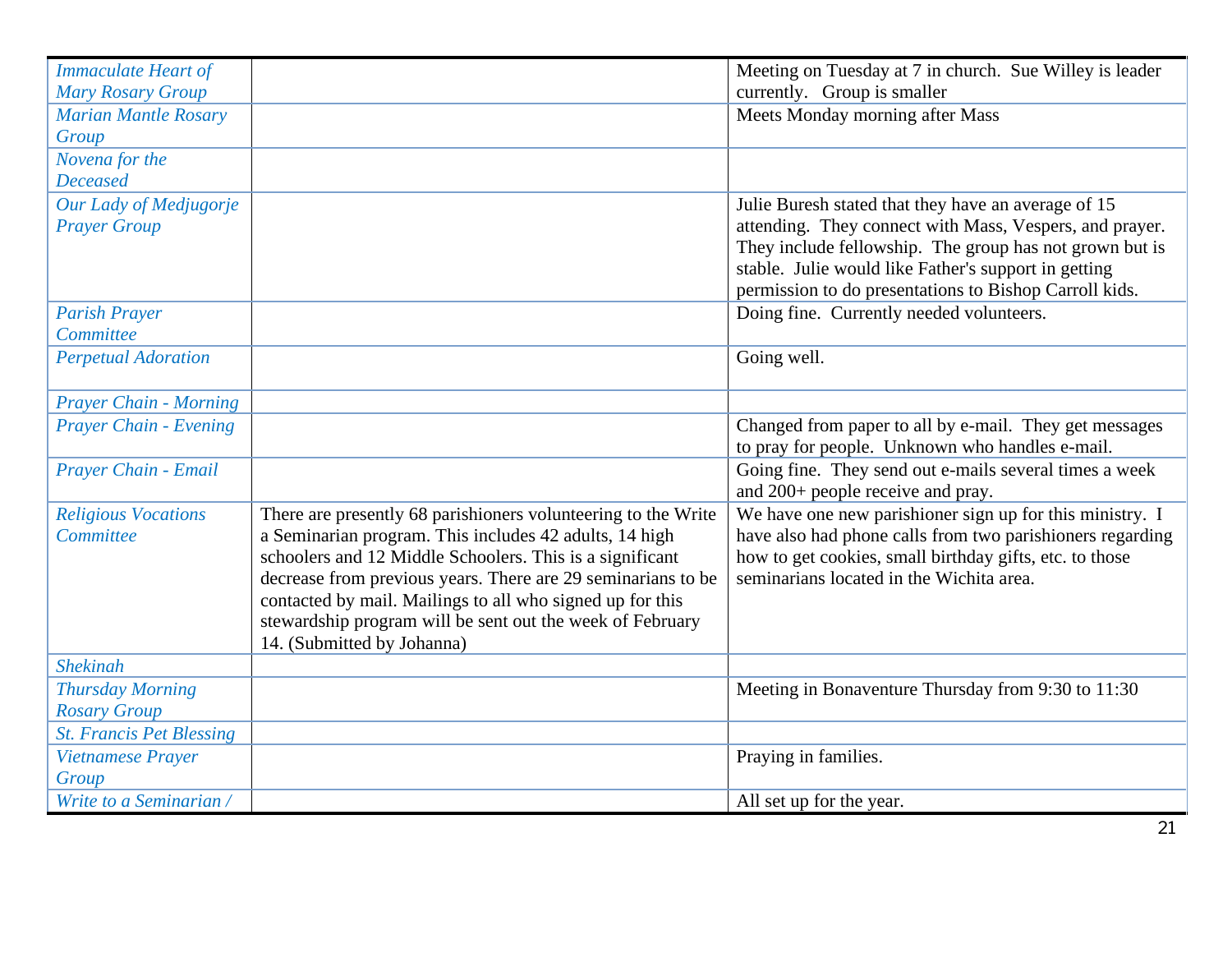| | | |
|---|---|---|
| *Immaculate Heart of Mary Rosary Group* | | Meeting on Tuesday at 7 in church. Sue Willey is leader currently. Group is smaller |
| *Marian Mantle Rosary Group* | | Meets Monday morning after Mass |
| *Novena for the Deceased* | | |
| *Our Lady of Medjugorje Prayer Group* | | Julie Buresh stated that they have an average of 15 attending. They connect with Mass, Vespers, and prayer. They include fellowship. The group has not grown but is stable. Julie would like Father's support in getting permission to do presentations to Bishop Carroll kids. |
| *Parish Prayer Committee* | | Doing fine. Currently needed volunteers. |
| *Perpetual Adoration* | | Going well. |
| *Prayer Chain - Morning* | | |
| *Prayer Chain - Evening* | | Changed from paper to all by e-mail. They get messages to pray for people. Unknown who handles e-mail. |
| *Prayer Chain - Email* | | Going fine. They send out e-mails several times a week and 200+ people receive and pray. |
| *Religious Vocations Committee* | There are presently 68 parishioners volunteering to the Write a Seminarian program. This includes 42 adults, 14 high schoolers and 12 Middle Schoolers. This is a significant decrease from previous years. There are 29 seminarians to be contacted by mail. Mailings to all who signed up for this stewardship program will be sent out the week of February 14. (Submitted by Johanna) | We have one new parishioner sign up for this ministry. I have also had phone calls from two parishioners regarding how to get cookies, small birthday gifts, etc. to those seminarians located in the Wichita area. |
| *Shekinah* | | |
| *Thursday Morning Rosary Group* | | Meeting in Bonaventure Thursday from 9:30 to 11:30 |
| *St. Francis Pet Blessing* | | |
| *Vietnamese Prayer Group* | | Praying in families. |
| *Write to a Seminarian /* | | All set up for the year. |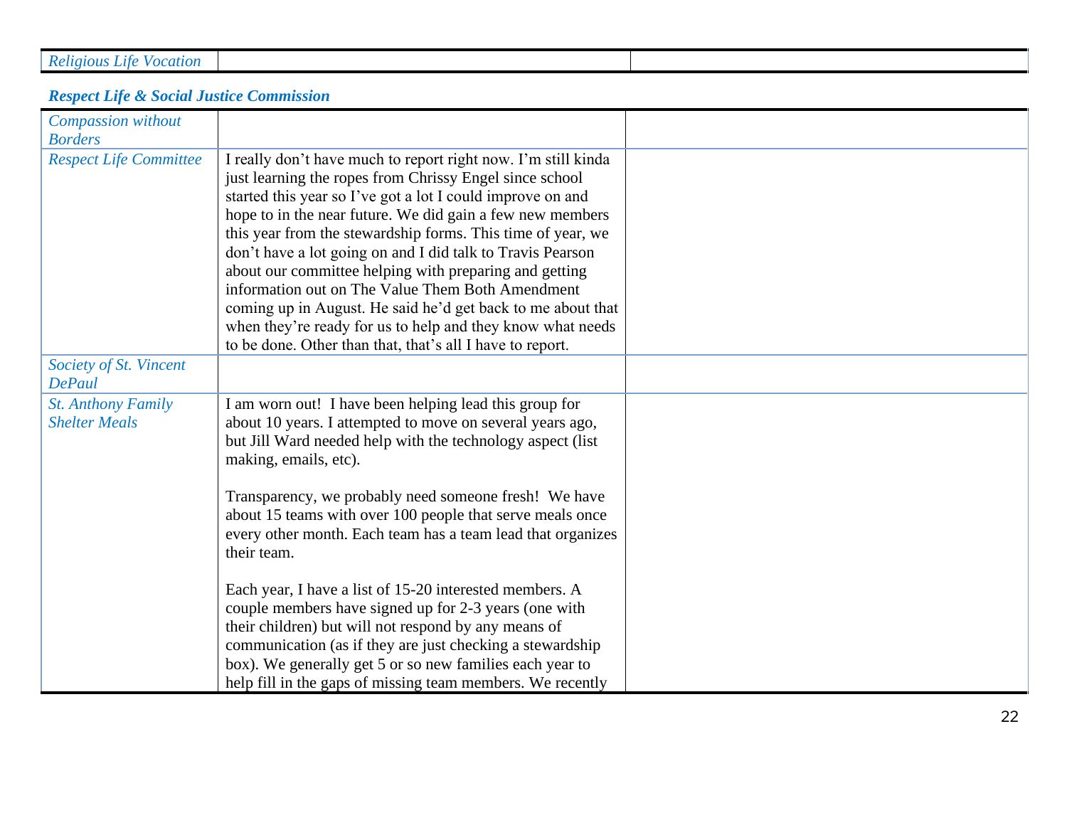| Religious Life Vocation | | |
|---|---|---|

### *Respect Life & Social Justice Commission*

| | | |
|---|---|---|
| *Compassion without Borders* | | |
| *Respect Life Committee* | I really don't have much to report right now. I'm still kinda just learning the ropes from Chrissy Engel since school started this year so I've got a lot I could improve on and hope to in the near future. We did gain a few new members this year from the stewardship forms. This time of year, we don't have a lot going on and I did talk to Travis Pearson about our committee helping with preparing and getting information out on The Value Them Both Amendment coming up in August. He said he'd get back to me about that when they're ready for us to help and they know what needs to be done. Other than that, that's all I have to report. | |
| *Society of St. Vincent DePaul* | | |
| *St. Anthony Family Shelter Meals* | I am worn out! I have been helping lead this group for about 10 years. I attempted to move on several years ago, but Jill Ward needed help with the technology aspect (list making, emails, etc).<br><br>Transparency, we probably need someone fresh! We have about 15 teams with over 100 people that serve meals once every other month. Each team has a team lead that organizes their team.<br><br>Each year, I have a list of 15-20 interested members. A couple members have signed up for 2-3 years (one with their children) but will not respond by any means of communication (as if they are just checking a stewardship box). We generally get 5 or so new families each year to help fill in the gaps of missing team members. We recently | |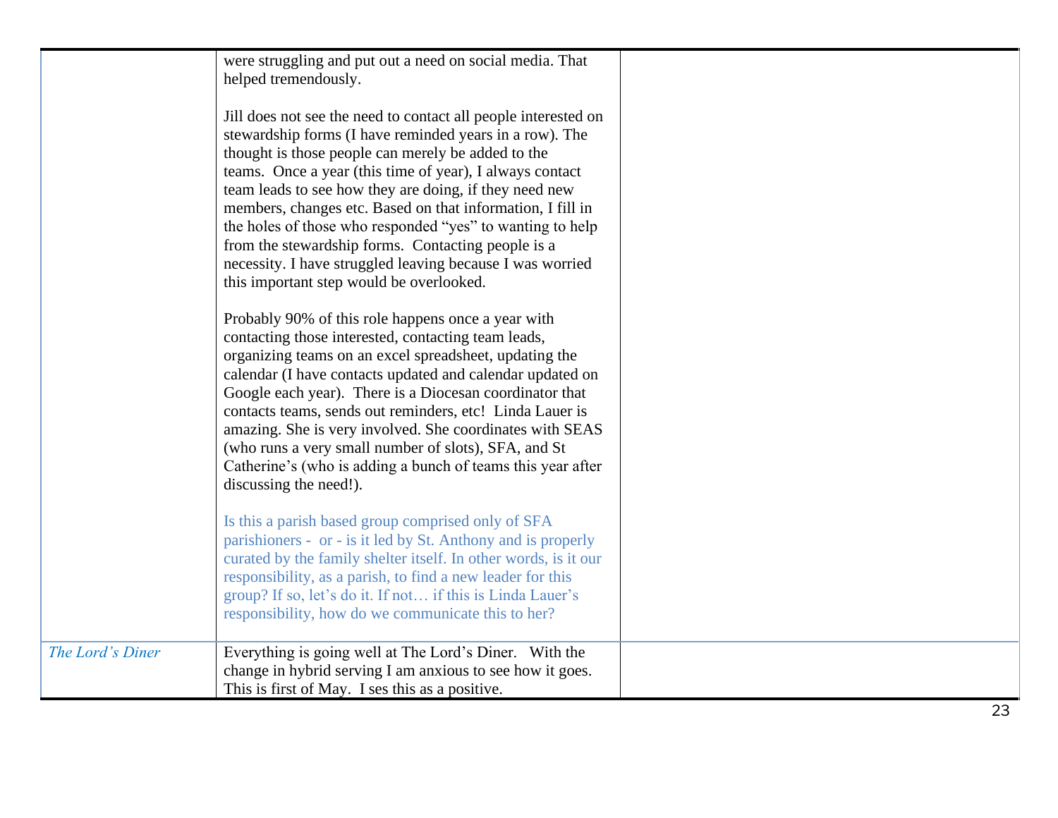| | | |
|---|---|---|
| | were struggling and put out a need on social media. That helped tremendously.<br><br>Jill does not see the need to contact all people interested on stewardship forms (I have reminded years in a row). The thought is those people can merely be added to the teams. Once a year (this time of year), I always contact team leads to see how they are doing, if they need new members, changes etc. Based on that information, I fill in the holes of those who responded "yes" to wanting to help from the stewardship forms. Contacting people is a necessity. I have struggled leaving because I was worried this important step would be overlooked.<br><br>Probably 90% of this role happens once a year with contacting those interested, contacting team leads, organizing teams on an excel spreadsheet, updating the calendar (I have contacts updated and calendar updated on Google each year). There is a Diocesan coordinator that contacts teams, sends out reminders, etc! Linda Lauer is amazing. She is very involved. She coordinates with SEAS (who runs a very small number of slots), SFA, and St Catherine's (who is adding a bunch of teams this year after discussing the need!).<br><br>Is this a parish based group comprised only of SFA parishioners - or - is it led by St. Anthony and is properly curated by the family shelter itself. In other words, is it our responsibility, as a parish, to find a new leader for this group? If so, let's do it. If not… if this is Linda Lauer's responsibility, how do we communicate this to her? | |
| *The Lord's Diner* | Everything is going well at The Lord's Diner. With the change in hybrid serving I am anxious to see how it goes. This is first of May. I ses this as a positive. | |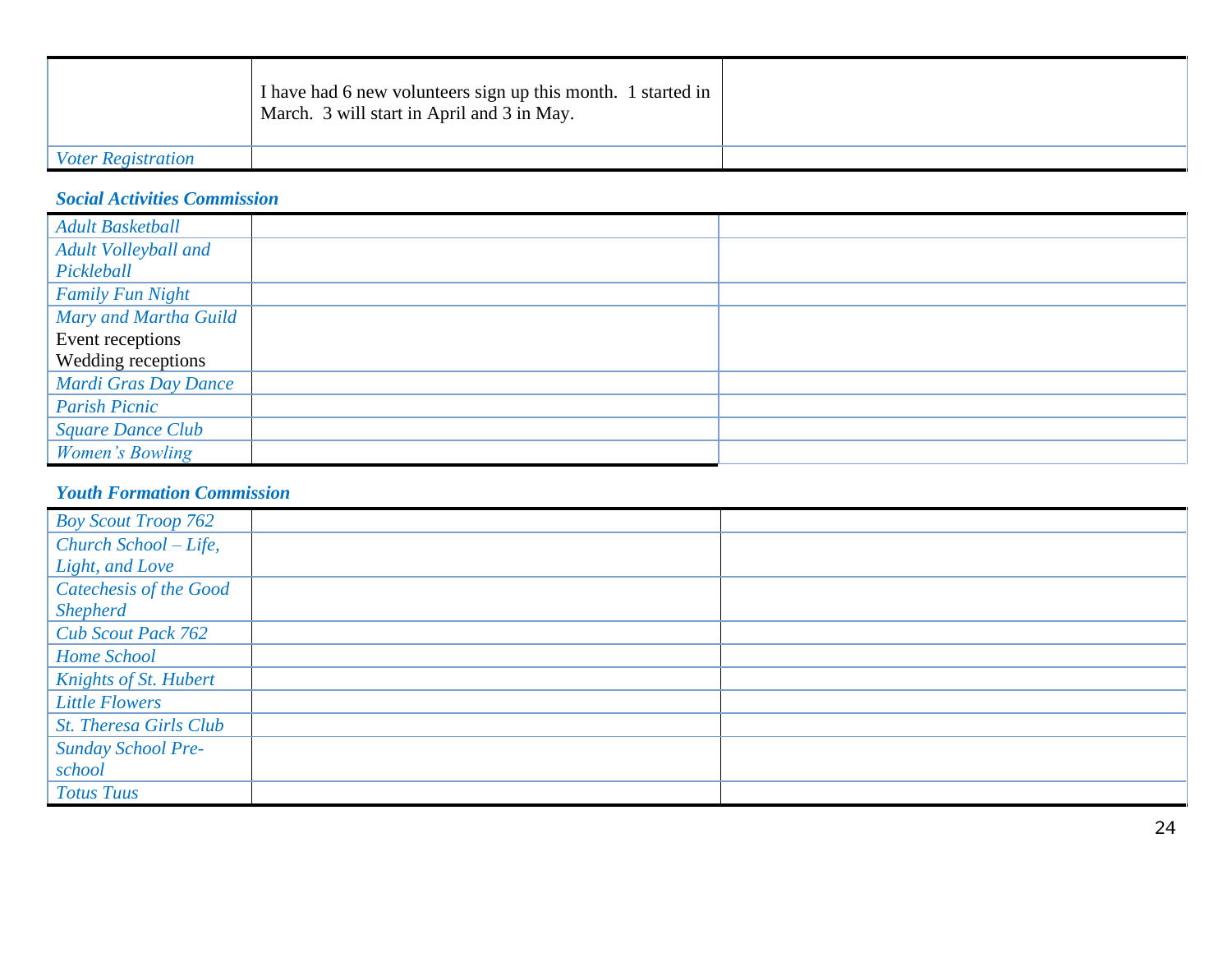| | | |
|---|---|---|
| | I have had 6 new volunteers sign up this month. 1 started in March. 3 will start in April and 3 in May. | |
| *Voter Registration* | | |

### *Social Activities Commission*

| | | |
|---|---|---|
| *Adult Basketball* | | |
| *Adult Volleyball and Pickleball* | | |
| *Family Fun Night* | | |
| *Mary and Martha Guild* Event receptions Wedding receptions | | |
| *Mardi Gras Day Dance* | | |
| *Parish Picnic* | | |
| *Square Dance Club* | | |
| *Women's Bowling* | | |

### *Youth Formation Commission*

| | | |
|---|---|---|
| *Boy Scout Troop 762* | | |
| *Church School – Life, Light, and Love* | | |
| *Catechesis of the Good Shepherd* | | |
| *Cub Scout Pack 762* | | |
| *Home School* | | |
| *Knights of St. Hubert* | | |
| *Little Flowers* | | |
| *St. Theresa Girls Club* | | |
| *Sunday School Pre-school* | | |
| *Totus Tuus* | | |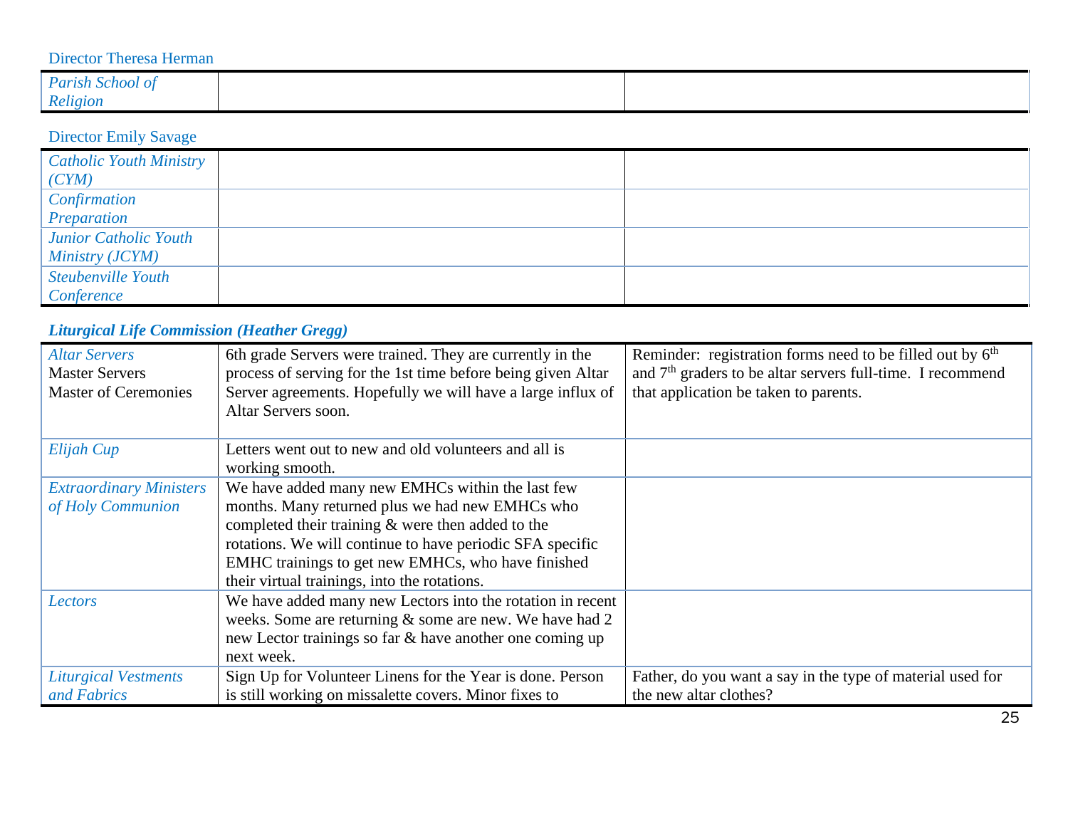Director Theresa Herman

| | | |
|---|---|---|
| *Parish School of Religion* | | |

Director Emily Savage

| | | |
|---|---|---|
| *Catholic Youth Ministry (CYM)* | | |
| *Confirmation Preparation* | | |
| *Junior Catholic Youth Ministry (JCYM)* | | |
| *Steubenville Youth Conference* | | |

### *Liturgical Life Commission (Heather Gregg)*

| | | |
|---|---|---|
| *Altar Servers*<br>Master Servers<br>Master of Ceremonies | 6th grade Servers were trained. They are currently in the process of serving for the 1st time before being given Altar Server agreements. Hopefully we will have a large influx of Altar Servers soon. | Reminder: registration forms need to be filled out by 6th and 7th graders to be altar servers full-time. I recommend that application be taken to parents. |
| *Elijah Cup* | Letters went out to new and old volunteers and all is working smooth. | |
| *Extraordinary Ministers of Holy Communion* | We have added many new EMHCs within the last few months. Many returned plus we had new EMHCs who completed their training & were then added to the rotations. We will continue to have periodic SFA specific EMHC trainings to get new EMHCs, who have finished their virtual trainings, into the rotations. | |
| *Lectors* | We have added many new Lectors into the rotation in recent weeks. Some are returning & some are new. We have had 2 new Lector trainings so far & have another one coming up next week. | |
| *Liturgical Vestments and Fabrics* | Sign Up for Volunteer Linens for the Year is done. Person is still working on missalette covers. Minor fixes to | Father, do you want a say in the type of material used for the new altar clothes? |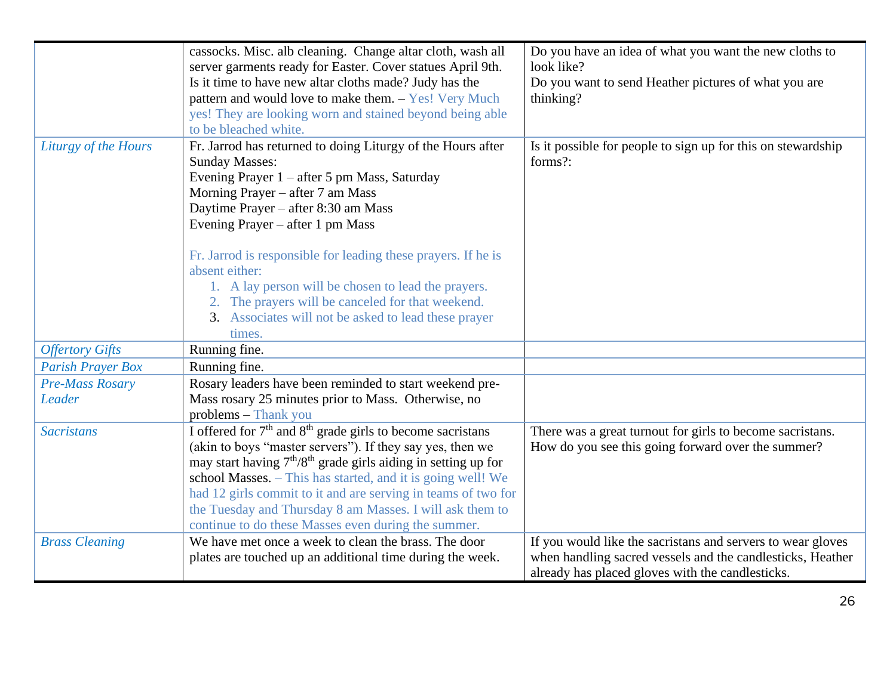| | | |
|---|---|---|
| | cassocks. Misc. alb cleaning. Change altar cloth, wash all server garments ready for Easter. Cover statues April 9th. Is it time to have new altar cloths made? Judy has the pattern and would love to make them. – Yes! Very Much yes! They are looking worn and stained beyond being able to be bleached white. | Do you have an idea of what you want the new cloths to look like?<br>Do you want to send Heather pictures of what you are thinking? |
| *Liturgy of the Hours* | Fr. Jarrod has returned to doing Liturgy of the Hours after Sunday Masses:<br>Evening Prayer 1 – after 5 pm Mass, Saturday<br>Morning Prayer – after 7 am Mass<br>Daytime Prayer – after 8:30 am Mass<br>Evening Prayer – after 1 pm Mass<br><br>Fr. Jarrod is responsible for leading these prayers. If he is absent either:<br>1. A lay person will be chosen to lead the prayers.<br>2. The prayers will be canceled for that weekend.<br>3. Associates will not be asked to lead these prayer times. | Is it possible for people to sign up for this on stewardship forms?: |
| *Offertory Gifts* | Running fine. | |
| *Parish Prayer Box* | Running fine. | |
| *Pre-Mass Rosary Leader* | Rosary leaders have been reminded to start weekend pre-Mass rosary 25 minutes prior to Mass. Otherwise, no problems – Thank you | |
| *Sacristans* | I offered for 7th and 8th grade girls to become sacristans (akin to boys "master servers"). If they say yes, then we may start having 7th/8th grade girls aiding in setting up for school Masses. – This has started, and it is going well! We had 12 girls commit to it and are serving in teams of two for the Tuesday and Thursday 8 am Masses. I will ask them to continue to do these Masses even during the summer. | There was a great turnout for girls to become sacristans. How do you see this going forward over the summer? |
| *Brass Cleaning* | We have met once a week to clean the brass. The door plates are touched up an additional time during the week. | If you would like the sacristans and servers to wear gloves when handling sacred vessels and the candlesticks, Heather already has placed gloves with the candlesticks. |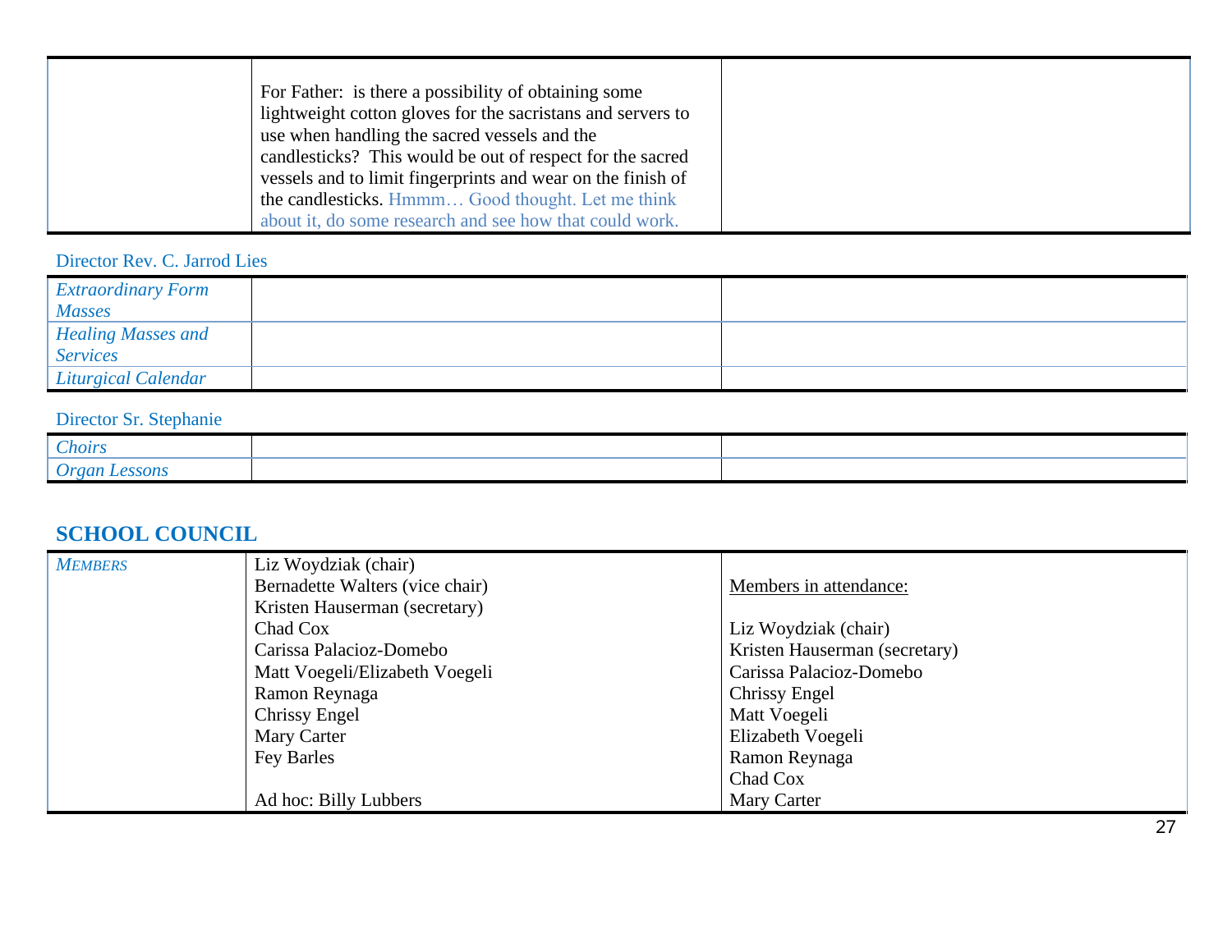| | | |
|---|---|---|
| | For Father: is there a possibility of obtaining some lightweight cotton gloves for the sacristans and servers to use when handling the sacred vessels and the candlesticks? This would be out of respect for the sacred vessels and to limit fingerprints and wear on the finish of the candlesticks. Hmmm… Good thought. Let me think about it, do some research and see how that could work. | |

Director Rev. C. Jarrod Lies

| | | |
|---|---|---|
| *Extraordinary Form Masses* | | |
| *Healing Masses and Services* | | |
| *Liturgical Calendar* | | |

Director Sr. Stephanie

| | | |
|---|---|---|
| *Choirs* | | |
| *Organ Lessons* | | |

## SCHOOL COUNCIL

| | | |
|---|---|---|
| *MEMBERS* | Liz Woydziak (chair)<br>Bernadette Walters (vice chair)<br>Kristen Hauserman (secretary)<br>Chad Cox<br>Carissa Palacioz-Domebo<br>Matt Voegeli/Elizabeth Voegeli<br>Ramon Reynaga<br>Chrissy Engel<br>Mary Carter<br>Fey Barles<br><br>Ad hoc: Billy Lubbers | Members in attendance:<br><br>Liz Woydziak (chair)<br>Kristen Hauserman (secretary)<br>Carissa Palacioz-Domebo<br>Chrissy Engel<br>Matt Voegeli<br>Elizabeth Voegeli<br>Ramon Reynaga<br>Chad Cox<br>Mary Carter |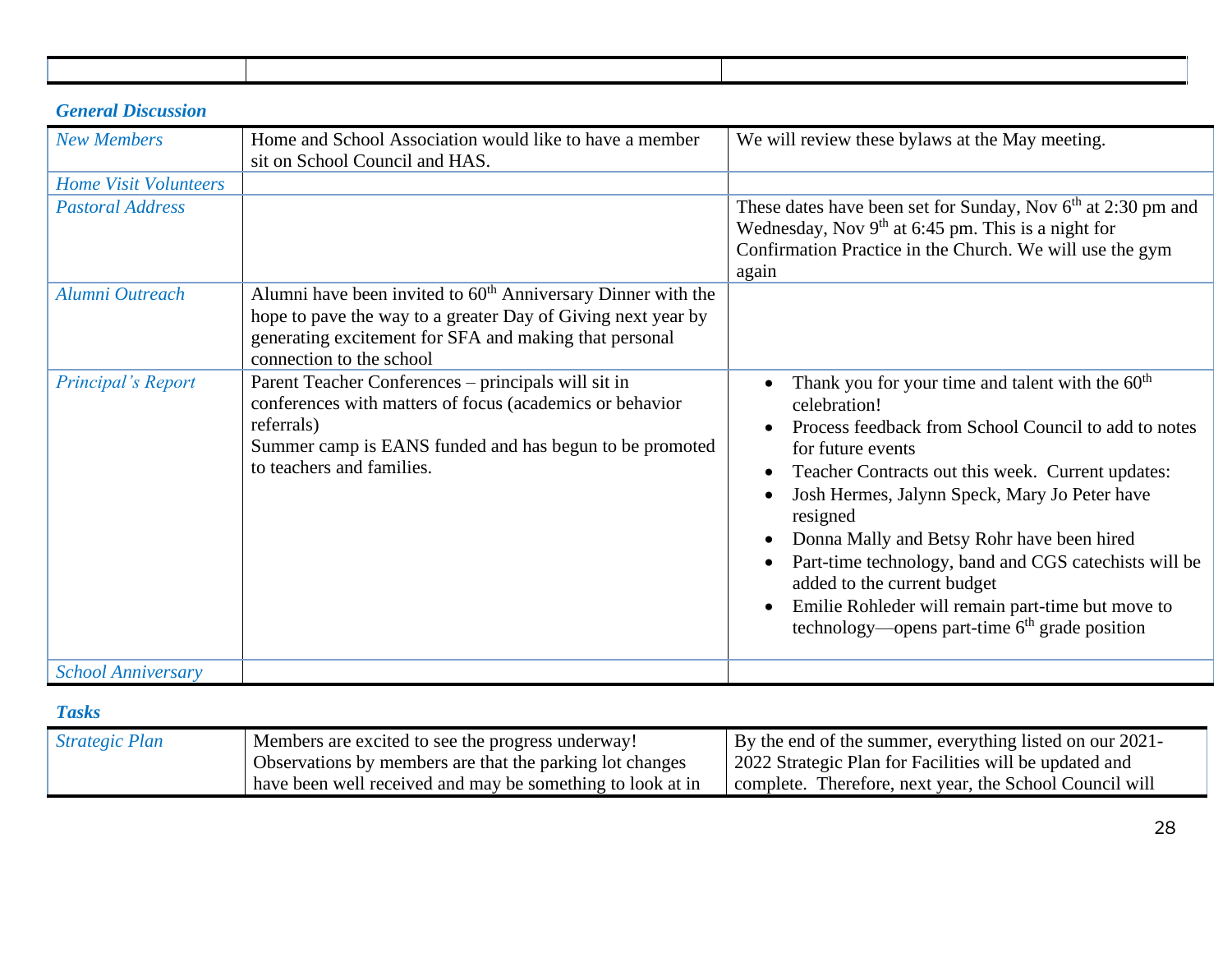| | | |
|---|---|---|

### *General Discussion*

| | | |
|---|---|---|
| *New Members* | Home and School Association would like to have a member sit on School Council and HAS. | We will review these bylaws at the May meeting. |
| *Home Visit Volunteers* | | |
| *Pastoral Address* | | These dates have been set for Sunday, Nov 6th at 2:30 pm and Wednesday, Nov 9th at 6:45 pm. This is a night for Confirmation Practice in the Church. We will use the gym again |
| *Alumni Outreach* | Alumni have been invited to 60th Anniversary Dinner with the hope to pave the way to a greater Day of Giving next year by generating excitement for SFA and making that personal connection to the school | |
| *Principal's Report* | Parent Teacher Conferences – principals will sit in conferences with matters of focus (academics or behavior referrals)<br>Summer camp is EANS funded and has begun to be promoted to teachers and families. | • Thank you for your time and talent with the 60th celebration!<br>• Process feedback from School Council to add to notes for future events<br>• Teacher Contracts out this week. Current updates:<br>• Josh Hermes, Jalynn Speck, Mary Jo Peter have resigned<br>• Donna Mally and Betsy Rohr have been hired<br>• Part-time technology, band and CGS catechists will be added to the current budget<br>• Emilie Rohleder will remain part-time but move to technology—opens part-time 6th grade position |
| *School Anniversary* | | |

### *Tasks*

| | | |
|---|---|---|
| *Strategic Plan* | Members are excited to see the progress underway! Observations by members are that the parking lot changes have been well received and may be something to look at in | By the end of the summer, everything listed on our 2021-2022 Strategic Plan for Facilities will be updated and complete. Therefore, next year, the School Council will |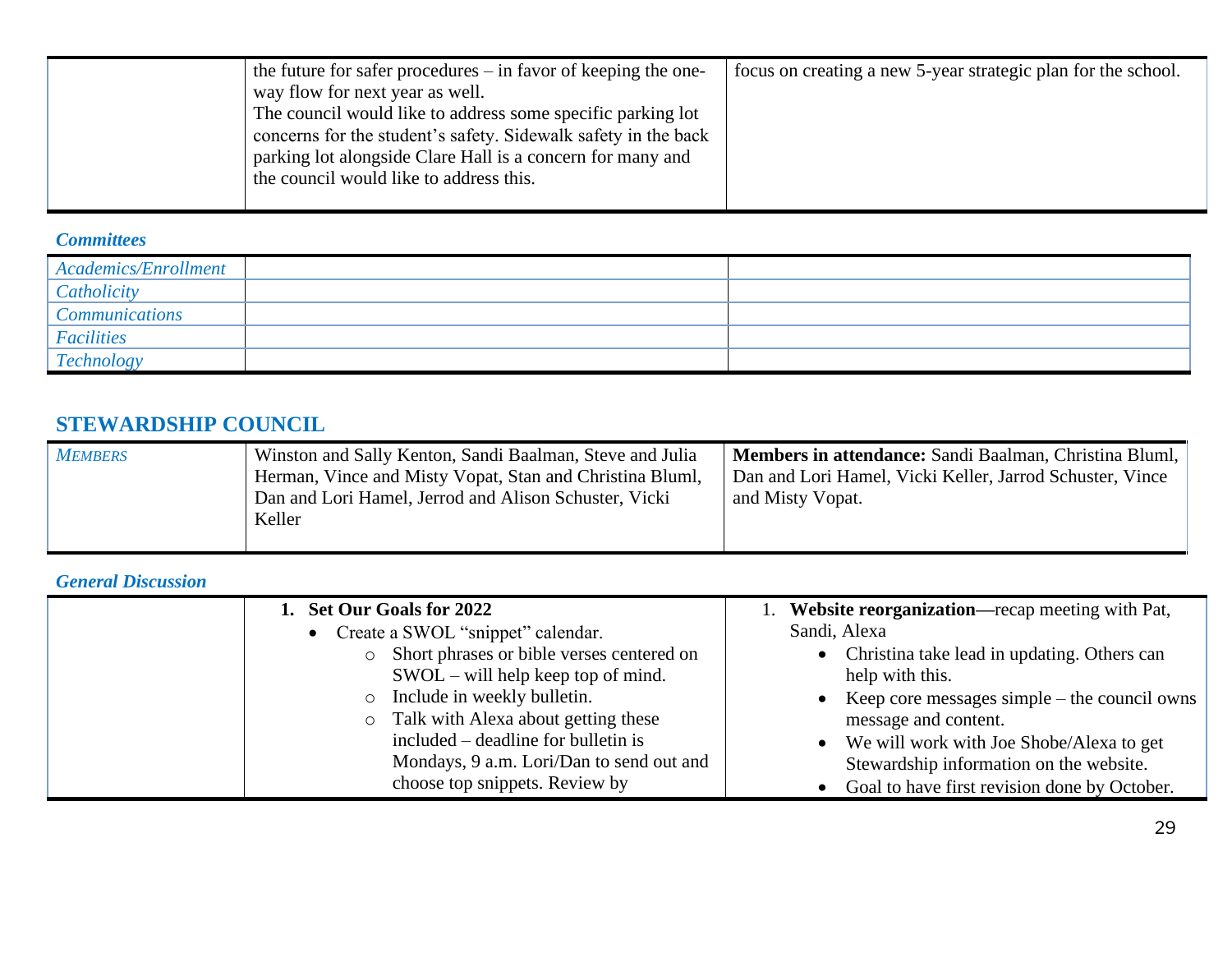|  | the future for safer procedures – in favor of keeping the one-way flow for next year as well.<br>The council would like to address some specific parking lot concerns for the student's safety. Sidewalk safety in the back parking lot alongside Clare Hall is a concern for many and the council would like to address this. | focus on creating a new 5-year strategic plan for the school. |
|---|---|---|

### *Committees*

| *Academics/Enrollment* | | |
|---|---|---|
| *Catholicity* | | |
| *Communications* | | |
| *Facilities* | | |
| *Technology* | | |

## STEWARDSHIP COUNCIL

| *MEMBERS* | Winston and Sally Kenton, Sandi Baalman, Steve and Julia Herman, Vince and Misty Vopat, Stan and Christina Bluml, Dan and Lori Hamel, Jerrod and Alison Schuster, Vicki Keller | **Members in attendance:** Sandi Baalman, Christina Bluml, Dan and Lori Hamel, Vicki Keller, Jarrod Schuster, Vince and Misty Vopat. |
|---|---|---|

### *General Discussion*

|  | **1. Set Our Goals for 2022**<br>• Create a SWOL "snippet" calendar.<br>  ○ Short phrases or bible verses centered on SWOL – will help keep top of mind.<br>  ○ Include in weekly bulletin.<br>  ○ Talk with Alexa about getting these included – deadline for bulletin is Mondays, 9 a.m. Lori/Dan to send out and choose top snippets. Review by | 1. **Website reorganization**—recap meeting with Pat, Sandi, Alexa<br>• Christina take lead in updating. Others can help with this.<br>• Keep core messages simple – the council owns message and content.<br>• We will work with Joe Shobe/Alexa to get Stewardship information on the website.<br>• Goal to have first revision done by October. |
|---|---|---|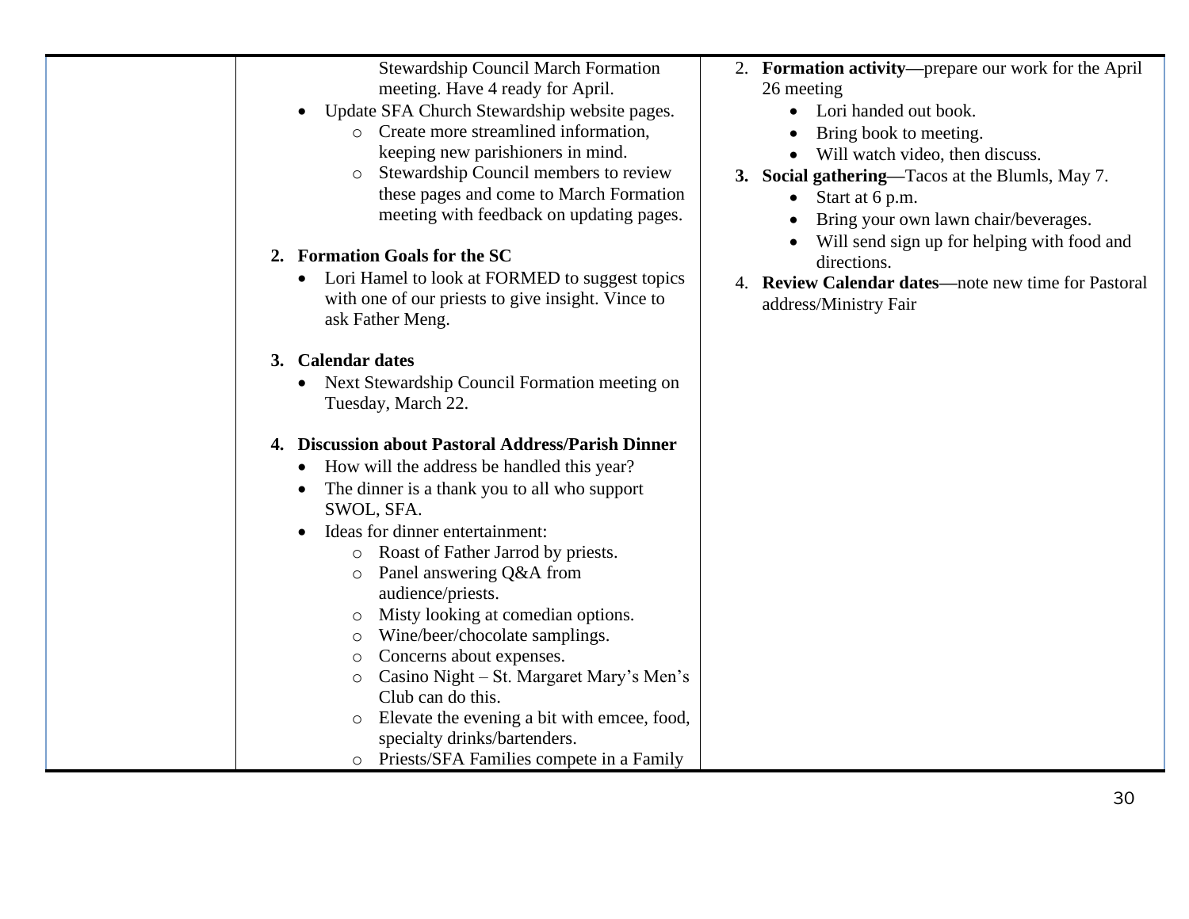| | | |
|---|---|---|
| | Stewardship Council March Formation meeting. Have 4 ready for April.<br>• Update SFA Church Stewardship website pages.<br>  ○ Create more streamlined information, keeping new parishioners in mind.<br>  ○ Stewardship Council members to review these pages and come to March Formation meeting with feedback on updating pages.<br><br>**2. Formation Goals for the SC**<br>• Lori Hamel to look at FORMED to suggest topics with one of our priests to give insight. Vince to ask Father Meng.<br><br>**3. Calendar dates**<br>• Next Stewardship Council Formation meeting on Tuesday, March 22.<br><br>**4. Discussion about Pastoral Address/Parish Dinner**<br>• How will the address be handled this year?<br>• The dinner is a thank you to all who support SWOL, SFA.<br>• Ideas for dinner entertainment:<br>  ○ Roast of Father Jarrod by priests.<br>  ○ Panel answering Q&A from audience/priests.<br>  ○ Misty looking at comedian options.<br>  ○ Wine/beer/chocolate samplings.<br>  ○ Concerns about expenses.<br>  ○ Casino Night – St. Margaret Mary's Men's Club can do this.<br>  ○ Elevate the evening a bit with emcee, food, specialty drinks/bartenders.<br>  ○ Priests/SFA Families compete in a Family | 2. **Formation activity—**prepare our work for the April 26 meeting<br>• Lori handed out book.<br>• Bring book to meeting.<br>• Will watch video, then discuss.<br>**3. Social gathering—**Tacos at the Blumls, May 7.<br>• Start at 6 p.m.<br>• Bring your own lawn chair/beverages.<br>• Will send sign up for helping with food and directions.<br>4. **Review Calendar dates—**note new time for Pastoral address/Ministry Fair |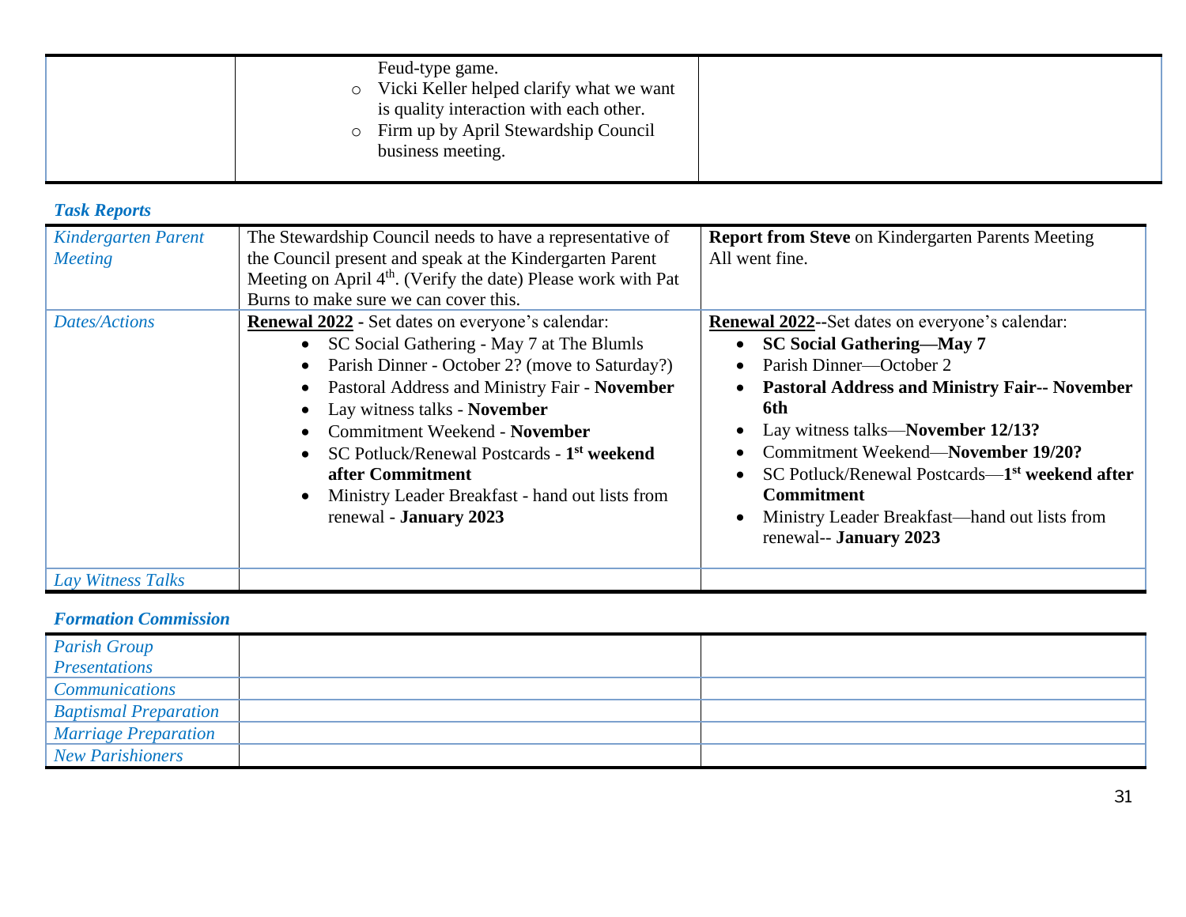| | Feud-type game.<br>◦ Vicki Keller helped clarify what we want is quality interaction with each other.<br>◦ Firm up by April Stewardship Council business meeting. | |
|---|---|---|

### *Task Reports*

| | | |
|---|---|---|
| *Kindergarten Parent Meeting* | The Stewardship Council needs to have a representative of the Council present and speak at the Kindergarten Parent Meeting on April 4th. (Verify the date) Please work with Pat Burns to make sure we can cover this. | **Report from Steve** on Kindergarten Parents Meeting<br>All went fine. |
| *Dates/Actions* | **Renewal 2022** - Set dates on everyone's calendar:<br>• SC Social Gathering - May 7 at The Blumls<br>• Parish Dinner - October 2? (move to Saturday?)<br>• Pastoral Address and Ministry Fair - **November**<br>• Lay witness talks - **November**<br>• Commitment Weekend - **November**<br>• SC Potluck/Renewal Postcards - **1st weekend after Commitment**<br>• Ministry Leader Breakfast - hand out lists from renewal - **January 2023** | **Renewal 2022**--Set dates on everyone's calendar:<br>• **SC Social Gathering—May 7**<br>• Parish Dinner—October 2<br>• **Pastoral Address and Ministry Fair-- November 6th**<br>• Lay witness talks—**November 12/13?**<br>• Commitment Weekend—**November 19/20?**<br>• SC Potluck/Renewal Postcards—**1st weekend after Commitment**<br>• Ministry Leader Breakfast—hand out lists from renewal-- **January 2023** |
| *Lay Witness Talks* | | |

### *Formation Commission*

| | | |
|---|---|---|
| *Parish Group Presentations* | | |
| *Communications* | | |
| *Baptismal Preparation* | | |
| *Marriage Preparation* | | |
| *New Parishioners* | | |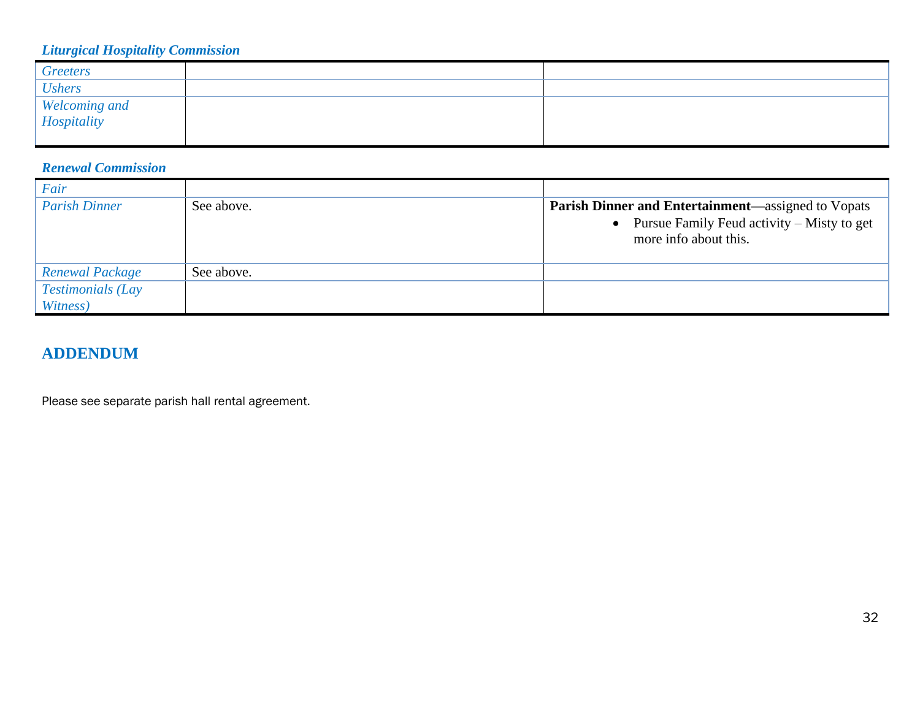### *Liturgical Hospitality Commission*

| | | |
|---|---|---|
| *Greeters* | | |
| *Ushers* | | |
| *Welcoming and Hospitality* | | |

### *Renewal Commission*

| | | |
|---|---|---|
| *Fair* | | |
| *Parish Dinner* | See above. | **Parish Dinner and Entertainment**—assigned to Vopats<br>• Pursue Family Feud activity – Misty to get more info about this. |
| *Renewal Package* | See above. | |
| *Testimonials (Lay Witness)* | | |

## ADDENDUM

Please see separate parish hall rental agreement.